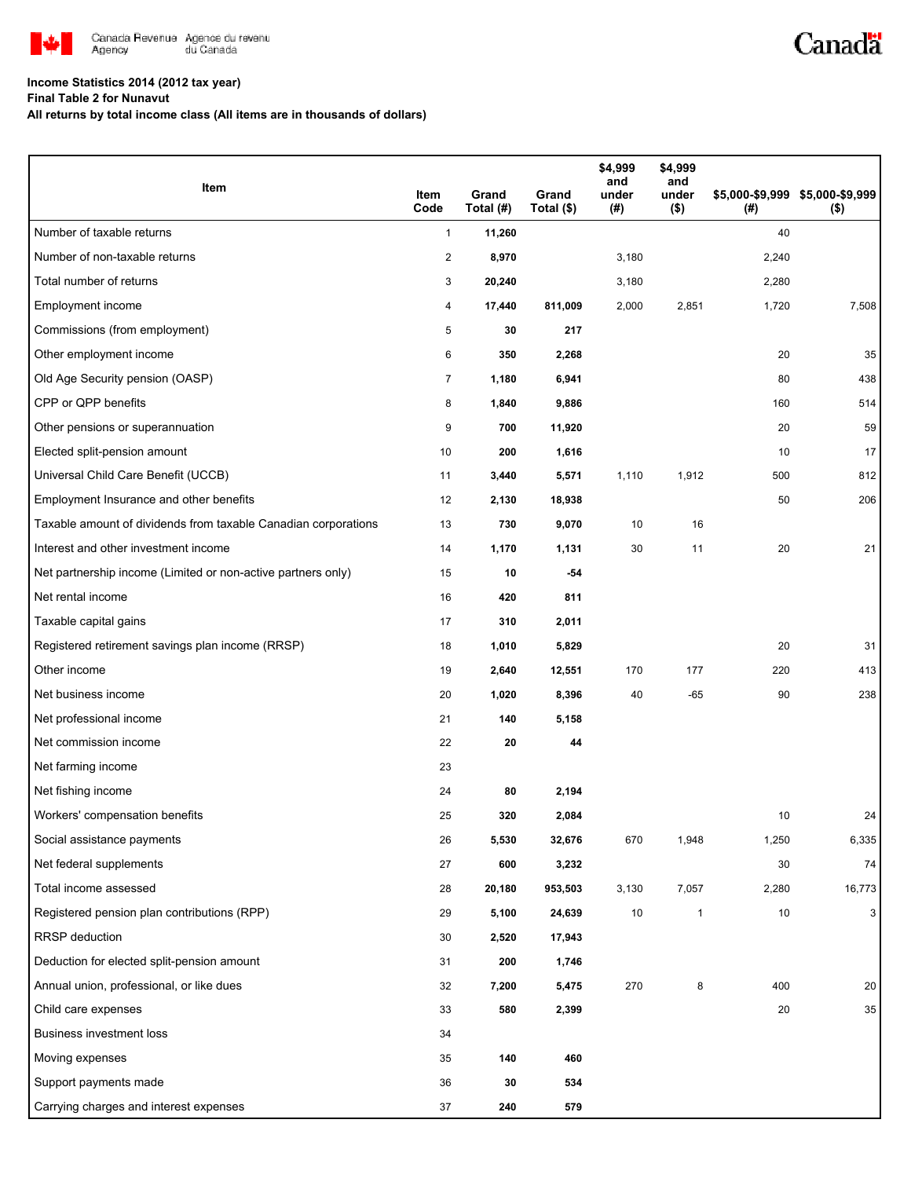**Income Statistics 2014 (2012 tax year)**

**Final Table 2 for Nunavut**

**All returns by total income class (All items are in thousands of dollars)**

| Item | Item Code | Grand Total (#) | Grand Total ($) | $4,999 and under (#) | $4,999 and under ($) | $5,000-$9,999 (#) | $5,000-$9,999 ($) |
|---|---|---|---|---|---|---|---|
| Number of taxable returns | 1 | **11,260** | | | | 40 | |
| Number of non-taxable returns | 2 | **8,970** | | 3,180 | | 2,240 | |
| Total number of returns | 3 | **20,240** | | 3,180 | | 2,280 | |
| Employment income | 4 | **17,440** | **811,009** | 2,000 | 2,851 | 1,720 | 7,508 |
| Commissions (from employment) | 5 | **30** | **217** | | | | |
| Other employment income | 6 | **350** | **2,268** | | | 20 | 35 |
| Old Age Security pension (OASP) | 7 | **1,180** | **6,941** | | | 80 | 438 |
| CPP or QPP benefits | 8 | **1,840** | **9,886** | | | 160 | 514 |
| Other pensions or superannuation | 9 | **700** | **11,920** | | | 20 | 59 |
| Elected split-pension amount | 10 | **200** | **1,616** | | | 10 | 17 |
| Universal Child Care Benefit (UCCB) | 11 | **3,440** | **5,571** | 1,110 | 1,912 | 500 | 812 |
| Employment Insurance and other benefits | 12 | **2,130** | **18,938** | | | 50 | 206 |
| Taxable amount of dividends from taxable Canadian corporations | 13 | **730** | **9,070** | 10 | 16 | | |
| Interest and other investment income | 14 | **1,170** | **1,131** | 30 | 11 | 20 | 21 |
| Net partnership income (Limited or non-active partners only) | 15 | **10** | **-54** | | | | |
| Net rental income | 16 | **420** | **811** | | | | |
| Taxable capital gains | 17 | **310** | **2,011** | | | | |
| Registered retirement savings plan income (RRSP) | 18 | **1,010** | **5,829** | | | 20 | 31 |
| Other income | 19 | **2,640** | **12,551** | 170 | 177 | 220 | 413 |
| Net business income | 20 | **1,020** | **8,396** | 40 | -65 | 90 | 238 |
| Net professional income | 21 | **140** | **5,158** | | | | |
| Net commission income | 22 | **20** | **44** | | | | |
| Net farming income | 23 | | | | | | |
| Net fishing income | 24 | **80** | **2,194** | | | | |
| Workers' compensation benefits | 25 | **320** | **2,084** | | | 10 | 24 |
| Social assistance payments | 26 | **5,530** | **32,676** | 670 | 1,948 | 1,250 | 6,335 |
| Net federal supplements | 27 | **600** | **3,232** | | | 30 | 74 |
| Total income assessed | 28 | **20,180** | **953,503** | 3,130 | 7,057 | 2,280 | 16,773 |
| Registered pension plan contributions (RPP) | 29 | **5,100** | **24,639** | 10 | 1 | 10 | 3 |
| RRSP deduction | 30 | **2,520** | **17,943** | | | | |
| Deduction for elected split-pension amount | 31 | **200** | **1,746** | | | | |
| Annual union, professional, or like dues | 32 | **7,200** | **5,475** | 270 | 8 | 400 | 20 |
| Child care expenses | 33 | **580** | **2,399** | | | 20 | 35 |
| Business investment loss | 34 | | | | | | |
| Moving expenses | 35 | **140** | **460** | | | | |
| Support payments made | 36 | **30** | **534** | | | | |
| Carrying charges and interest expenses | 37 | **240** | **579** | | | | |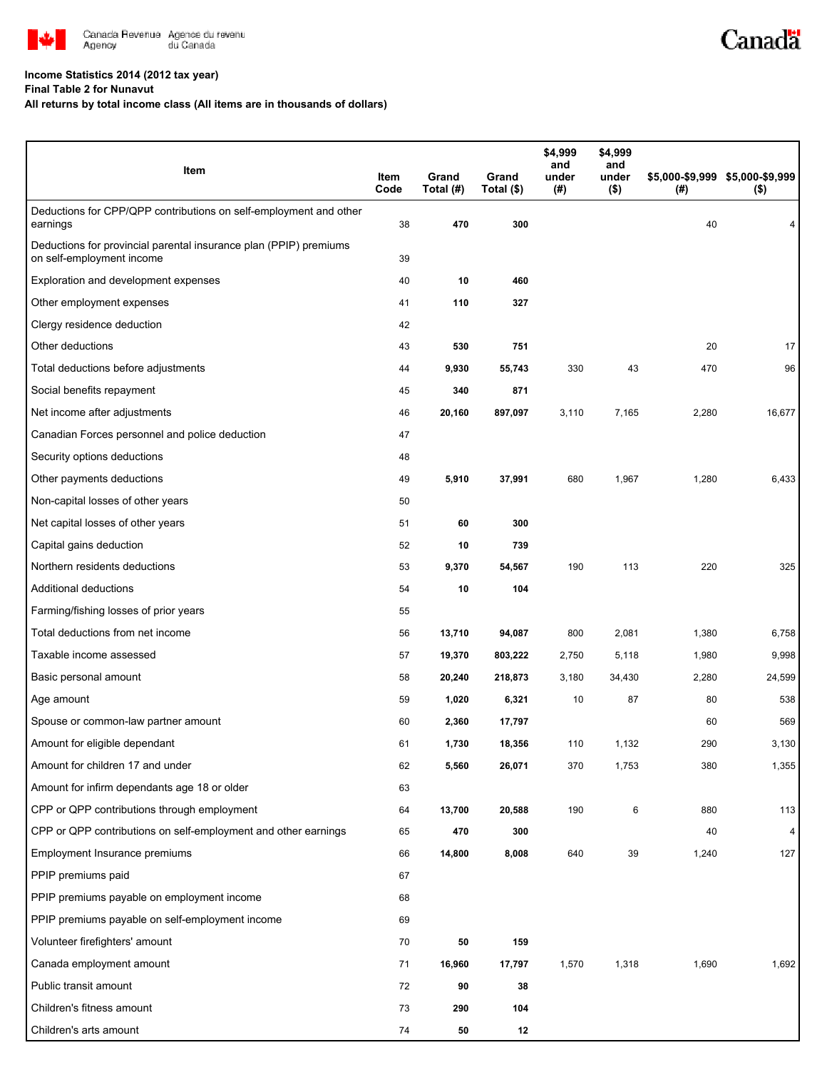**Income Statistics 2014 (2012 tax year)**
**Final Table 2 for Nunavut**
**All returns by total income class (All items are in thousands of dollars)**

| Item | Item Code | Grand Total (#) | Grand Total ($) | $4,999 and under (#) | $4,999 and under ($) | $5,000-$9,999 (#) | $5,000-$9,999 ($) |
|---|---|---|---|---|---|---|---|
| Deductions for CPP/QPP contributions on self-employment and other earnings | 38 | **470** | **300** | | | 40 | 4 |
| Deductions for provincial parental insurance plan (PPIP) premiums on self-employment income | 39 | | | | | | |
| Exploration and development expenses | 40 | **10** | **460** | | | | |
| Other employment expenses | 41 | **110** | **327** | | | | |
| Clergy residence deduction | 42 | | | | | | |
| Other deductions | 43 | **530** | **751** | | | 20 | 17 |
| Total deductions before adjustments | 44 | **9,930** | **55,743** | 330 | 43 | 470 | 96 |
| Social benefits repayment | 45 | **340** | **871** | | | | |
| Net income after adjustments | 46 | **20,160** | **897,097** | 3,110 | 7,165 | 2,280 | 16,677 |
| Canadian Forces personnel and police deduction | 47 | | | | | | |
| Security options deductions | 48 | | | | | | |
| Other payments deductions | 49 | **5,910** | **37,991** | 680 | 1,967 | 1,280 | 6,433 |
| Non-capital losses of other years | 50 | | | | | | |
| Net capital losses of other years | 51 | **60** | **300** | | | | |
| Capital gains deduction | 52 | **10** | **739** | | | | |
| Northern residents deductions | 53 | **9,370** | **54,567** | 190 | 113 | 220 | 325 |
| Additional deductions | 54 | **10** | **104** | | | | |
| Farming/fishing losses of prior years | 55 | | | | | | |
| Total deductions from net income | 56 | **13,710** | **94,087** | 800 | 2,081 | 1,380 | 6,758 |
| Taxable income assessed | 57 | **19,370** | **803,222** | 2,750 | 5,118 | 1,980 | 9,998 |
| Basic personal amount | 58 | **20,240** | **218,873** | 3,180 | 34,430 | 2,280 | 24,599 |
| Age amount | 59 | **1,020** | **6,321** | 10 | 87 | 80 | 538 |
| Spouse or common-law partner amount | 60 | **2,360** | **17,797** | | | 60 | 569 |
| Amount for eligible dependant | 61 | **1,730** | **18,356** | 110 | 1,132 | 290 | 3,130 |
| Amount for children 17 and under | 62 | **5,560** | **26,071** | 370 | 1,753 | 380 | 1,355 |
| Amount for infirm dependants age 18 or older | 63 | | | | | | |
| CPP or QPP contributions through employment | 64 | **13,700** | **20,588** | 190 | 6 | 880 | 113 |
| CPP or QPP contributions on self-employment and other earnings | 65 | **470** | **300** | | | 40 | 4 |
| Employment Insurance premiums | 66 | **14,800** | **8,008** | 640 | 39 | 1,240 | 127 |
| PPIP premiums paid | 67 | | | | | | |
| PPIP premiums payable on employment income | 68 | | | | | | |
| PPIP premiums payable on self-employment income | 69 | | | | | | |
| Volunteer firefighters' amount | 70 | **50** | **159** | | | | |
| Canada employment amount | 71 | **16,960** | **17,797** | 1,570 | 1,318 | 1,690 | 1,692 |
| Public transit amount | 72 | **90** | **38** | | | | |
| Children's fitness amount | 73 | **290** | **104** | | | | |
| Children's arts amount | 74 | **50** | **12** | | | | |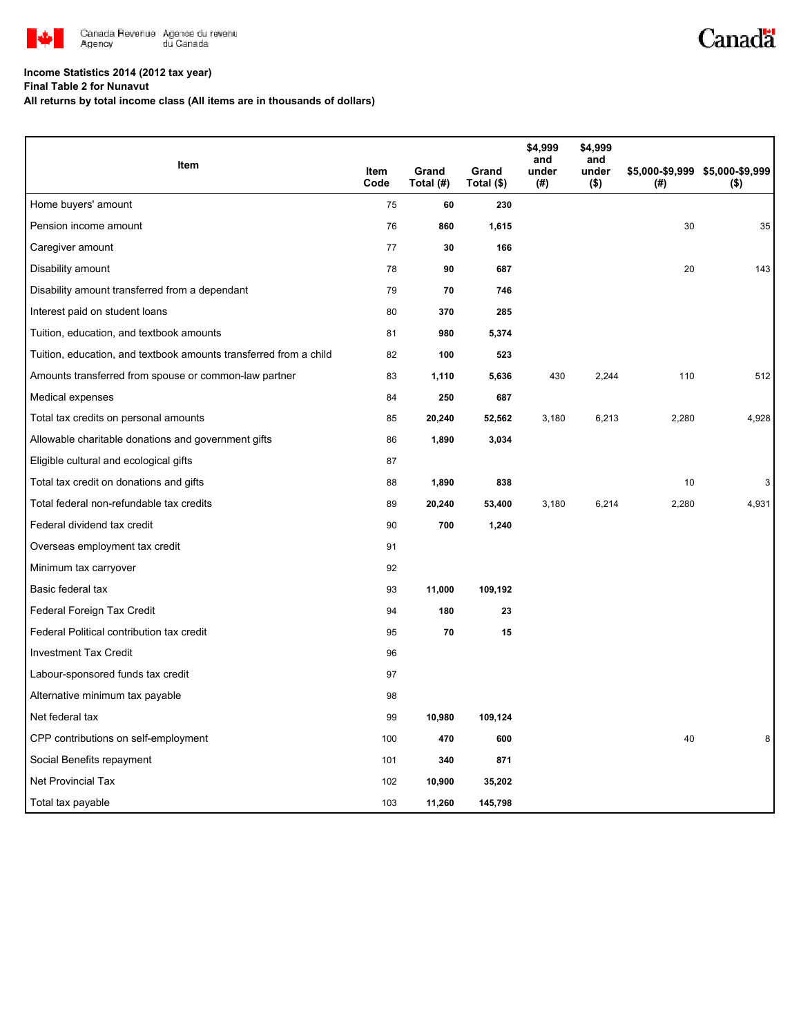Canada Revenue Agency / Agence du revenu du Canada

**Income Statistics 2014 (2012 tax year)**
**Final Table 2 for Nunavut**
**All returns by total income class (All items are in thousands of dollars)**

| Item | Item Code | Grand Total (#) | Grand Total ($) | $4,999 and under (#) | $4,999 and under ($) | $5,000-$9,999 (#) | $5,000-$9,999 ($) |
|---|---|---|---|---|---|---|---|
| Home buyers' amount | 75 | 60 | 230 | | | | |
| Pension income amount | 76 | 860 | 1,615 | | | 30 | 35 |
| Caregiver amount | 77 | 30 | 166 | | | | |
| Disability amount | 78 | 90 | 687 | | | 20 | 143 |
| Disability amount transferred from a dependant | 79 | 70 | 746 | | | | |
| Interest paid on student loans | 80 | 370 | 285 | | | | |
| Tuition, education, and textbook amounts | 81 | 980 | 5,374 | | | | |
| Tuition, education, and textbook amounts transferred from a child | 82 | 100 | 523 | | | | |
| Amounts transferred from spouse or common-law partner | 83 | 1,110 | 5,636 | 430 | 2,244 | 110 | 512 |
| Medical expenses | 84 | 250 | 687 | | | | |
| Total tax credits on personal amounts | 85 | 20,240 | 52,562 | 3,180 | 6,213 | 2,280 | 4,928 |
| Allowable charitable donations and government gifts | 86 | 1,890 | 3,034 | | | | |
| Eligible cultural and ecological gifts | 87 | | | | | | |
| Total tax credit on donations and gifts | 88 | 1,890 | 838 | | | 10 | 3 |
| Total federal non-refundable tax credits | 89 | 20,240 | 53,400 | 3,180 | 6,214 | 2,280 | 4,931 |
| Federal dividend tax credit | 90 | 700 | 1,240 | | | | |
| Overseas employment tax credit | 91 | | | | | | |
| Minimum tax carryover | 92 | | | | | | |
| Basic federal tax | 93 | 11,000 | 109,192 | | | | |
| Federal Foreign Tax Credit | 94 | 180 | 23 | | | | |
| Federal Political contribution tax credit | 95 | 70 | 15 | | | | |
| Investment Tax Credit | 96 | | | | | | |
| Labour-sponsored funds tax credit | 97 | | | | | | |
| Alternative minimum tax payable | 98 | | | | | | |
| Net federal tax | 99 | 10,980 | 109,124 | | | | |
| CPP contributions on self-employment | 100 | 470 | 600 | | | 40 | 8 |
| Social Benefits repayment | 101 | 340 | 871 | | | | |
| Net Provincial Tax | 102 | 10,900 | 35,202 | | | | |
| Total tax payable | 103 | 11,260 | 145,798 | | | | |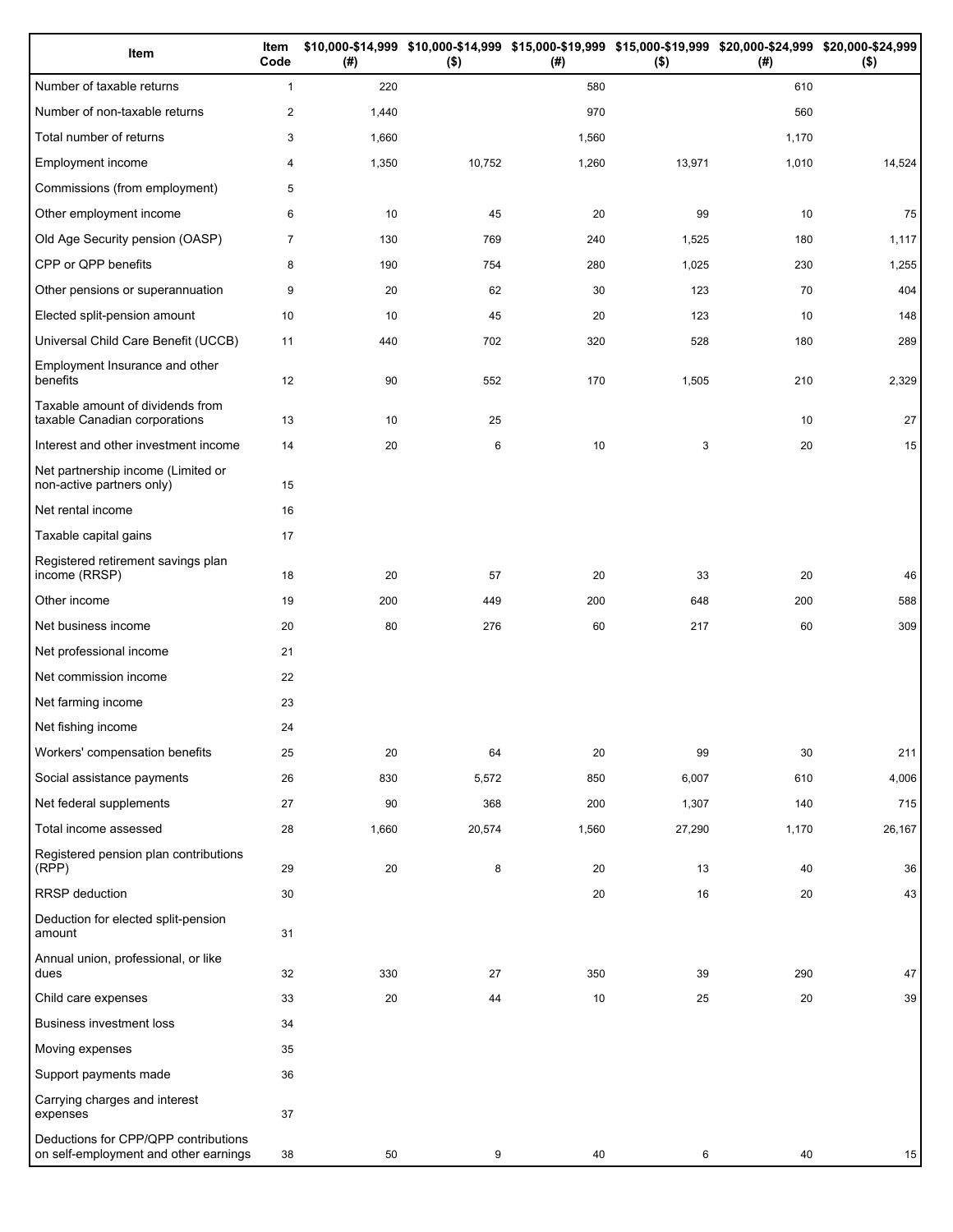| Item | Item Code | $10,000-$14,999 (#) | $10,000-$14,999 ($) | $15,000-$19,999 (#) | $15,000-$19,999 ($) | $20,000-$24,999 (#) | $20,000-$24,999 ($) |
|---|---|---|---|---|---|---|---|
| Number of taxable returns | 1 | 220 | | 580 | | 610 | |
| Number of non-taxable returns | 2 | 1,440 | | 970 | | 560 | |
| Total number of returns | 3 | 1,660 | | 1,560 | | 1,170 | |
| Employment income | 4 | 1,350 | 10,752 | 1,260 | 13,971 | 1,010 | 14,524 |
| Commissions (from employment) | 5 | | | | | | |
| Other employment income | 6 | 10 | 45 | 20 | 99 | 10 | 75 |
| Old Age Security pension (OASP) | 7 | 130 | 769 | 240 | 1,525 | 180 | 1,117 |
| CPP or QPP benefits | 8 | 190 | 754 | 280 | 1,025 | 230 | 1,255 |
| Other pensions or superannuation | 9 | 20 | 62 | 30 | 123 | 70 | 404 |
| Elected split-pension amount | 10 | 10 | 45 | 20 | 123 | 10 | 148 |
| Universal Child Care Benefit (UCCB) | 11 | 440 | 702 | 320 | 528 | 180 | 289 |
| Employment Insurance and other benefits | 12 | 90 | 552 | 170 | 1,505 | 210 | 2,329 |
| Taxable amount of dividends from taxable Canadian corporations | 13 | 10 | 25 | | | 10 | 27 |
| Interest and other investment income | 14 | 20 | 6 | 10 | 3 | 20 | 15 |
| Net partnership income (Limited or non-active partners only) | 15 | | | | | | |
| Net rental income | 16 | | | | | | |
| Taxable capital gains | 17 | | | | | | |
| Registered retirement savings plan income (RRSP) | 18 | 20 | 57 | 20 | 33 | 20 | 46 |
| Other income | 19 | 200 | 449 | 200 | 648 | 200 | 588 |
| Net business income | 20 | 80 | 276 | 60 | 217 | 60 | 309 |
| Net professional income | 21 | | | | | | |
| Net commission income | 22 | | | | | | |
| Net farming income | 23 | | | | | | |
| Net fishing income | 24 | | | | | | |
| Workers' compensation benefits | 25 | 20 | 64 | 20 | 99 | 30 | 211 |
| Social assistance payments | 26 | 830 | 5,572 | 850 | 6,007 | 610 | 4,006 |
| Net federal supplements | 27 | 90 | 368 | 200 | 1,307 | 140 | 715 |
| Total income assessed | 28 | 1,660 | 20,574 | 1,560 | 27,290 | 1,170 | 26,167 |
| Registered pension plan contributions (RPP) | 29 | 20 | 8 | 20 | 13 | 40 | 36 |
| RRSP deduction | 30 | | | 20 | 16 | 20 | 43 |
| Deduction for elected split-pension amount | 31 | | | | | | |
| Annual union, professional, or like dues | 32 | 330 | 27 | 350 | 39 | 290 | 47 |
| Child care expenses | 33 | 20 | 44 | 10 | 25 | 20 | 39 |
| Business investment loss | 34 | | | | | | |
| Moving expenses | 35 | | | | | | |
| Support payments made | 36 | | | | | | |
| Carrying charges and interest expenses | 37 | | | | | | |
| Deductions for CPP/QPP contributions on self-employment and other earnings | 38 | 50 | 9 | 40 | 6 | 40 | 15 |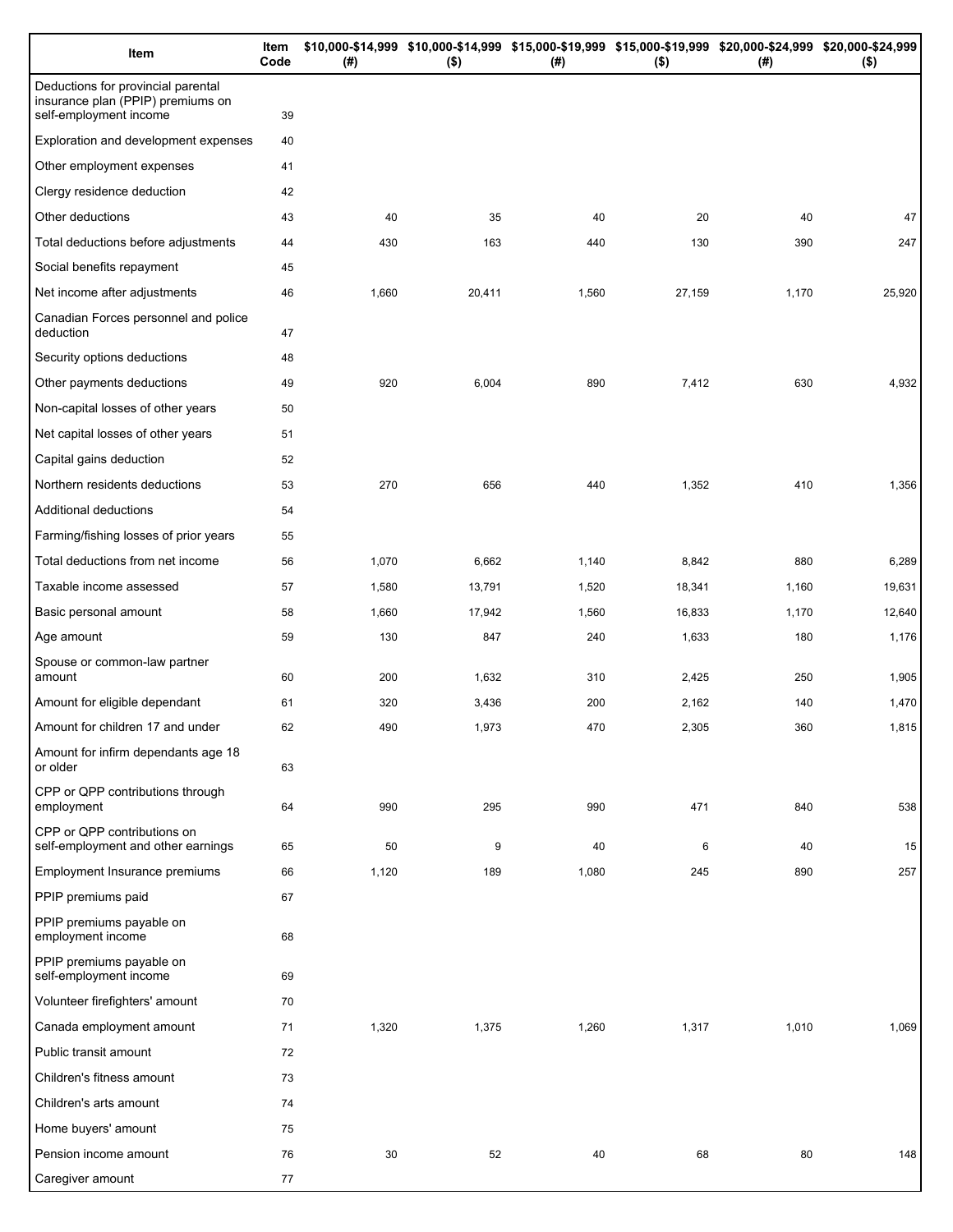| Item | Item Code | $10,000-$14,999 (#) | $10,000-$14,999 ($) | $15,000-$19,999 (#) | $15,000-$19,999 ($) | $20,000-$24,999 (#) | $20,000-$24,999 ($) |
|---|---|---|---|---|---|---|---|
| Deductions for provincial parental insurance plan (PPIP) premiums on self-employment income | 39 | | | | | | |
| Exploration and development expenses | 40 | | | | | | |
| Other employment expenses | 41 | | | | | | |
| Clergy residence deduction | 42 | | | | | | |
| Other deductions | 43 | 40 | 35 | 40 | 20 | 40 | 47 |
| Total deductions before adjustments | 44 | 430 | 163 | 440 | 130 | 390 | 247 |
| Social benefits repayment | 45 | | | | | | |
| Net income after adjustments | 46 | 1,660 | 20,411 | 1,560 | 27,159 | 1,170 | 25,920 |
| Canadian Forces personnel and police deduction | 47 | | | | | | |
| Security options deductions | 48 | | | | | | |
| Other payments deductions | 49 | 920 | 6,004 | 890 | 7,412 | 630 | 4,932 |
| Non-capital losses of other years | 50 | | | | | | |
| Net capital losses of other years | 51 | | | | | | |
| Capital gains deduction | 52 | | | | | | |
| Northern residents deductions | 53 | 270 | 656 | 440 | 1,352 | 410 | 1,356 |
| Additional deductions | 54 | | | | | | |
| Farming/fishing losses of prior years | 55 | | | | | | |
| Total deductions from net income | 56 | 1,070 | 6,662 | 1,140 | 8,842 | 880 | 6,289 |
| Taxable income assessed | 57 | 1,580 | 13,791 | 1,520 | 18,341 | 1,160 | 19,631 |
| Basic personal amount | 58 | 1,660 | 17,942 | 1,560 | 16,833 | 1,170 | 12,640 |
| Age amount | 59 | 130 | 847 | 240 | 1,633 | 180 | 1,176 |
| Spouse or common-law partner amount | 60 | 200 | 1,632 | 310 | 2,425 | 250 | 1,905 |
| Amount for eligible dependant | 61 | 320 | 3,436 | 200 | 2,162 | 140 | 1,470 |
| Amount for children 17 and under | 62 | 490 | 1,973 | 470 | 2,305 | 360 | 1,815 |
| Amount for infirm dependants age 18 or older | 63 | | | | | | |
| CPP or QPP contributions through employment | 64 | 990 | 295 | 990 | 471 | 840 | 538 |
| CPP or QPP contributions on self-employment and other earnings | 65 | 50 | 9 | 40 | 6 | 40 | 15 |
| Employment Insurance premiums | 66 | 1,120 | 189 | 1,080 | 245 | 890 | 257 |
| PPIP premiums paid | 67 | | | | | | |
| PPIP premiums payable on employment income | 68 | | | | | | |
| PPIP premiums payable on self-employment income | 69 | | | | | | |
| Volunteer firefighters' amount | 70 | | | | | | |
| Canada employment amount | 71 | 1,320 | 1,375 | 1,260 | 1,317 | 1,010 | 1,069 |
| Public transit amount | 72 | | | | | | |
| Children's fitness amount | 73 | | | | | | |
| Children's arts amount | 74 | | | | | | |
| Home buyers' amount | 75 | | | | | | |
| Pension income amount | 76 | 30 | 52 | 40 | 68 | 80 | 148 |
| Caregiver amount | 77 | | | | | | |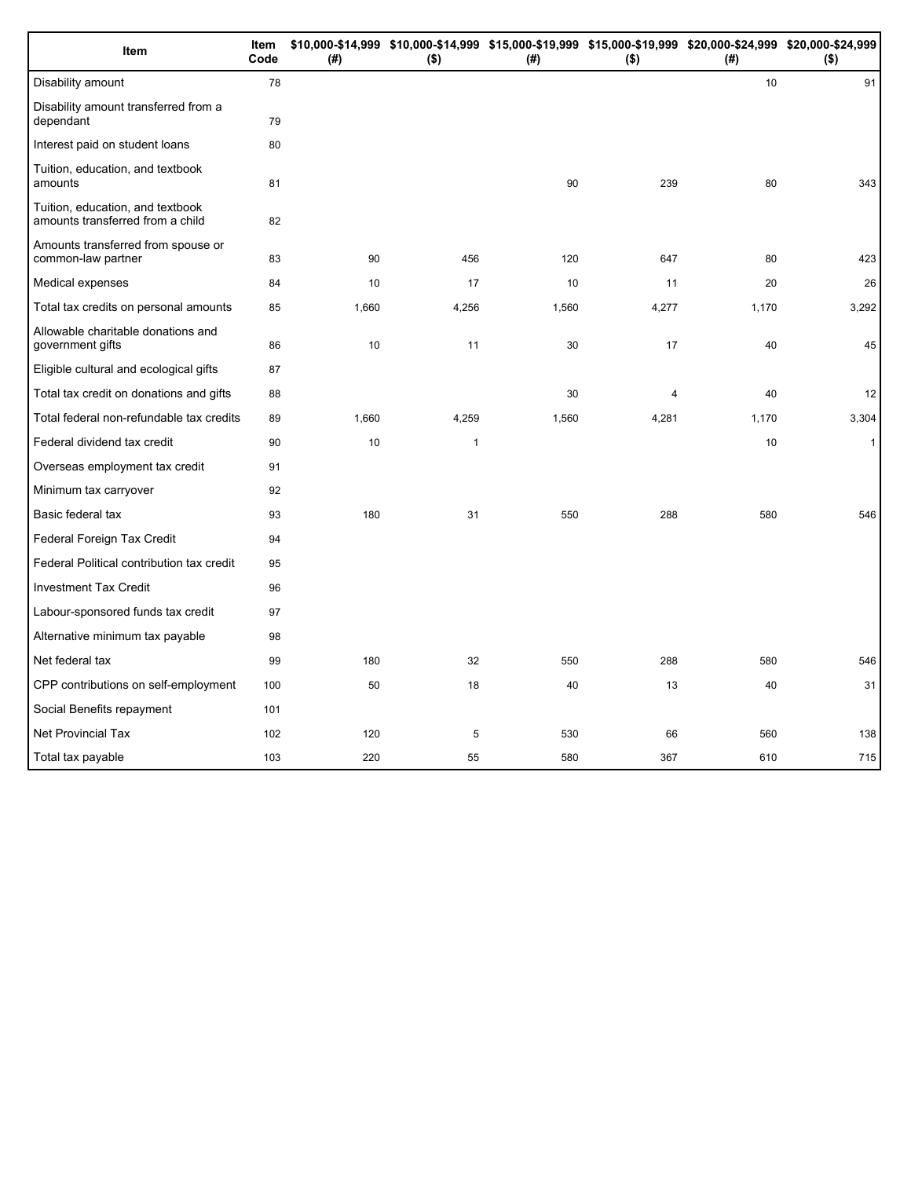| Item | Item Code | $10,000-$14,999 (#) | $10,000-$14,999 ($) | $15,000-$19,999 (#) | $15,000-$19,999 ($) | $20,000-$24,999 (#) | $20,000-$24,999 ($) |
|---|---|---|---|---|---|---|---|
| Disability amount | 78 | | | | | 10 | 91 |
| Disability amount transferred from a dependant | 79 | | | | | | |
| Interest paid on student loans | 80 | | | | | | |
| Tuition, education, and textbook amounts | 81 | | | 90 | 239 | 80 | 343 |
| Tuition, education, and textbook amounts transferred from a child | 82 | | | | | | |
| Amounts transferred from spouse or common-law partner | 83 | 90 | 456 | 120 | 647 | 80 | 423 |
| Medical expenses | 84 | 10 | 17 | 10 | 11 | 20 | 26 |
| Total tax credits on personal amounts | 85 | 1,660 | 4,256 | 1,560 | 4,277 | 1,170 | 3,292 |
| Allowable charitable donations and government gifts | 86 | 10 | 11 | 30 | 17 | 40 | 45 |
| Eligible cultural and ecological gifts | 87 | | | | | | |
| Total tax credit on donations and gifts | 88 | | | 30 | 4 | 40 | 12 |
| Total federal non-refundable tax credits | 89 | 1,660 | 4,259 | 1,560 | 4,281 | 1,170 | 3,304 |
| Federal dividend tax credit | 90 | 10 | 1 | | | 10 | 1 |
| Overseas employment tax credit | 91 | | | | | | |
| Minimum tax carryover | 92 | | | | | | |
| Basic federal tax | 93 | 180 | 31 | 550 | 288 | 580 | 546 |
| Federal Foreign Tax Credit | 94 | | | | | | |
| Federal Political contribution tax credit | 95 | | | | | | |
| Investment Tax Credit | 96 | | | | | | |
| Labour-sponsored funds tax credit | 97 | | | | | | |
| Alternative minimum tax payable | 98 | | | | | | |
| Net federal tax | 99 | 180 | 32 | 550 | 288 | 580 | 546 |
| CPP contributions on self-employment | 100 | 50 | 18 | 40 | 13 | 40 | 31 |
| Social Benefits repayment | 101 | | | | | | |
| Net Provincial Tax | 102 | 120 | 5 | 530 | 66 | 560 | 138 |
| Total tax payable | 103 | 220 | 55 | 580 | 367 | 610 | 715 |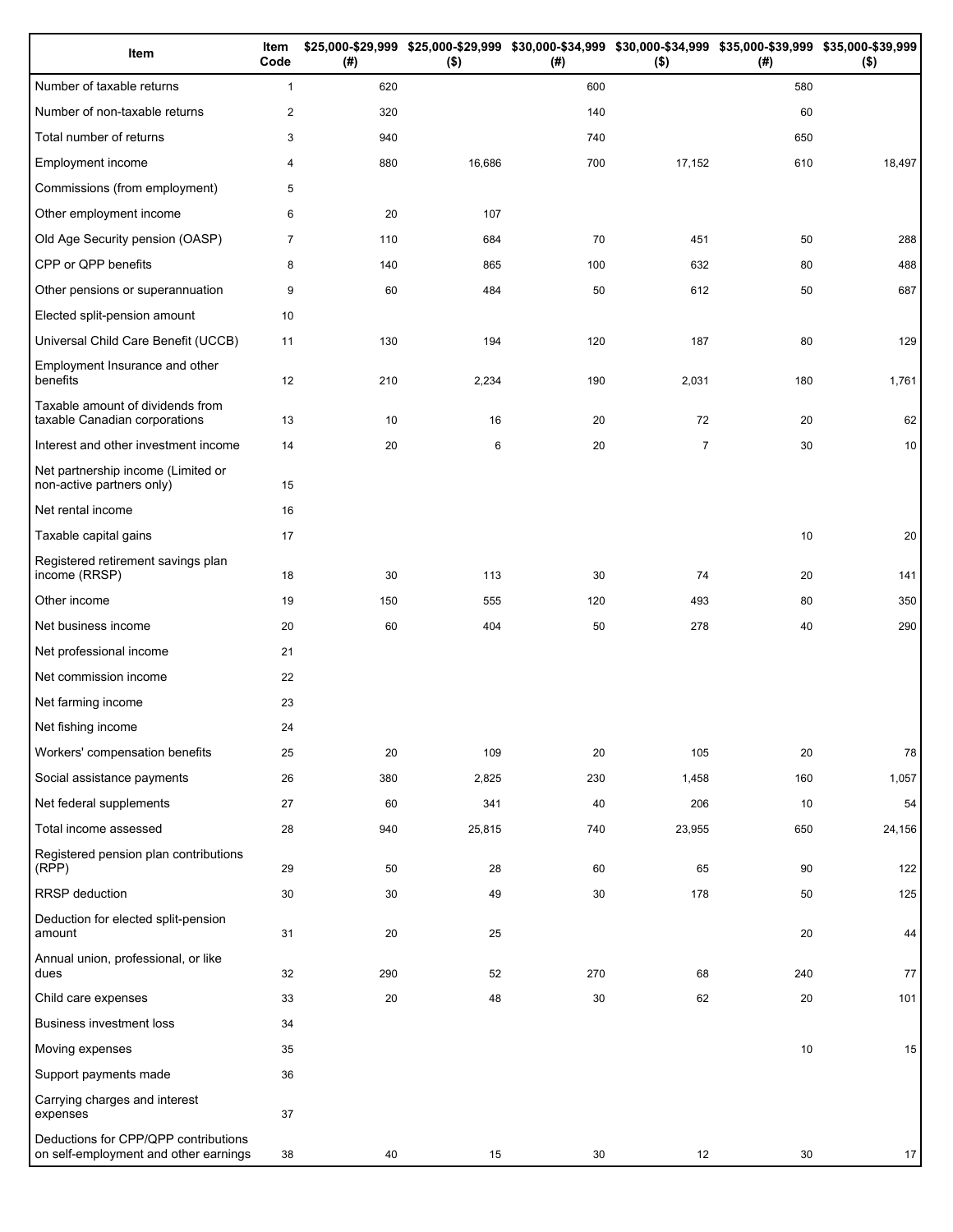| Item | Item Code | $25,000-$29,999 (#) | $25,000-$29,999 ($) | $30,000-$34,999 (#) | $30,000-$34,999 ($) | $35,000-$39,999 (#) | $35,000-$39,999 ($) |
|---|---|---|---|---|---|---|---|
| Number of taxable returns | 1 | 620 | | 600 | | 580 | |
| Number of non-taxable returns | 2 | 320 | | 140 | | 60 | |
| Total number of returns | 3 | 940 | | 740 | | 650 | |
| Employment income | 4 | 880 | 16,686 | 700 | 17,152 | 610 | 18,497 |
| Commissions (from employment) | 5 | | | | | | |
| Other employment income | 6 | 20 | 107 | | | | |
| Old Age Security pension (OASP) | 7 | 110 | 684 | 70 | 451 | 50 | 288 |
| CPP or QPP benefits | 8 | 140 | 865 | 100 | 632 | 80 | 488 |
| Other pensions or superannuation | 9 | 60 | 484 | 50 | 612 | 50 | 687 |
| Elected split-pension amount | 10 | | | | | | |
| Universal Child Care Benefit (UCCB) | 11 | 130 | 194 | 120 | 187 | 80 | 129 |
| Employment Insurance and other benefits | 12 | 210 | 2,234 | 190 | 2,031 | 180 | 1,761 |
| Taxable amount of dividends from taxable Canadian corporations | 13 | 10 | 16 | 20 | 72 | 20 | 62 |
| Interest and other investment income | 14 | 20 | 6 | 20 | 7 | 30 | 10 |
| Net partnership income (Limited or non-active partners only) | 15 | | | | | | |
| Net rental income | 16 | | | | | | |
| Taxable capital gains | 17 | | | | | 10 | 20 |
| Registered retirement savings plan income (RRSP) | 18 | 30 | 113 | 30 | 74 | 20 | 141 |
| Other income | 19 | 150 | 555 | 120 | 493 | 80 | 350 |
| Net business income | 20 | 60 | 404 | 50 | 278 | 40 | 290 |
| Net professional income | 21 | | | | | | |
| Net commission income | 22 | | | | | | |
| Net farming income | 23 | | | | | | |
| Net fishing income | 24 | | | | | | |
| Workers' compensation benefits | 25 | 20 | 109 | 20 | 105 | 20 | 78 |
| Social assistance payments | 26 | 380 | 2,825 | 230 | 1,458 | 160 | 1,057 |
| Net federal supplements | 27 | 60 | 341 | 40 | 206 | 10 | 54 |
| Total income assessed | 28 | 940 | 25,815 | 740 | 23,955 | 650 | 24,156 |
| Registered pension plan contributions (RPP) | 29 | 50 | 28 | 60 | 65 | 90 | 122 |
| RRSP deduction | 30 | 30 | 49 | 30 | 178 | 50 | 125 |
| Deduction for elected split-pension amount | 31 | 20 | 25 | | | 20 | 44 |
| Annual union, professional, or like dues | 32 | 290 | 52 | 270 | 68 | 240 | 77 |
| Child care expenses | 33 | 20 | 48 | 30 | 62 | 20 | 101 |
| Business investment loss | 34 | | | | | | |
| Moving expenses | 35 | | | | | 10 | 15 |
| Support payments made | 36 | | | | | | |
| Carrying charges and interest expenses | 37 | | | | | | |
| Deductions for CPP/QPP contributions on self-employment and other earnings | 38 | 40 | 15 | 30 | 12 | 30 | 17 |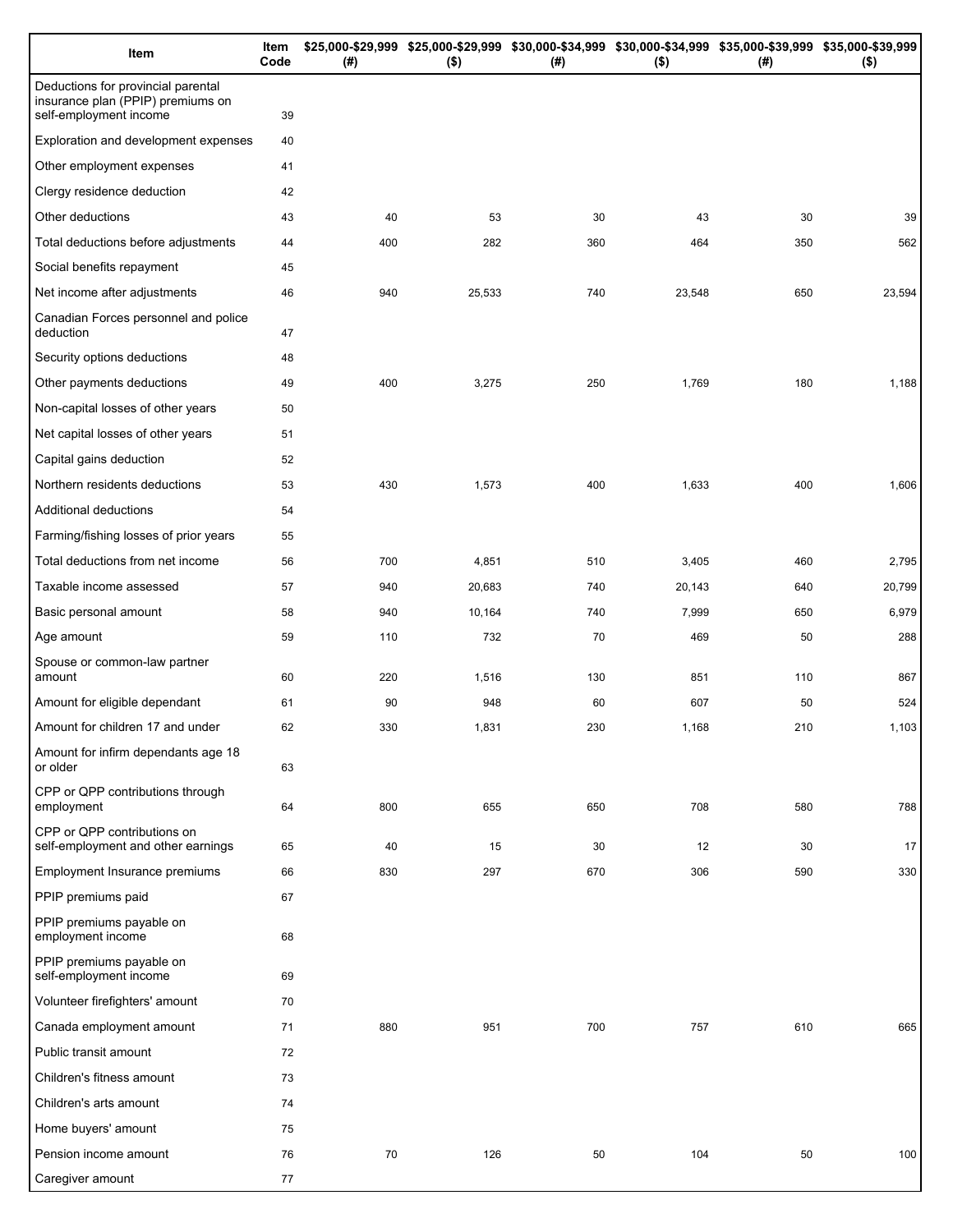| Item | Item Code | $25,000-$29,999 (#) | $25,000-$29,999 ($) | $30,000-$34,999 (#) | $30,000-$34,999 ($) | $35,000-$39,999 (#) | $35,000-$39,999 ($) |
|---|---|---|---|---|---|---|---|
| Deductions for provincial parental insurance plan (PPIP) premiums on self-employment income | 39 | | | | | | |
| Exploration and development expenses | 40 | | | | | | |
| Other employment expenses | 41 | | | | | | |
| Clergy residence deduction | 42 | | | | | | |
| Other deductions | 43 | 40 | 53 | 30 | 43 | 30 | 39 |
| Total deductions before adjustments | 44 | 400 | 282 | 360 | 464 | 350 | 562 |
| Social benefits repayment | 45 | | | | | | |
| Net income after adjustments | 46 | 940 | 25,533 | 740 | 23,548 | 650 | 23,594 |
| Canadian Forces personnel and police deduction | 47 | | | | | | |
| Security options deductions | 48 | | | | | | |
| Other payments deductions | 49 | 400 | 3,275 | 250 | 1,769 | 180 | 1,188 |
| Non-capital losses of other years | 50 | | | | | | |
| Net capital losses of other years | 51 | | | | | | |
| Capital gains deduction | 52 | | | | | | |
| Northern residents deductions | 53 | 430 | 1,573 | 400 | 1,633 | 400 | 1,606 |
| Additional deductions | 54 | | | | | | |
| Farming/fishing losses of prior years | 55 | | | | | | |
| Total deductions from net income | 56 | 700 | 4,851 | 510 | 3,405 | 460 | 2,795 |
| Taxable income assessed | 57 | 940 | 20,683 | 740 | 20,143 | 640 | 20,799 |
| Basic personal amount | 58 | 940 | 10,164 | 740 | 7,999 | 650 | 6,979 |
| Age amount | 59 | 110 | 732 | 70 | 469 | 50 | 288 |
| Spouse or common-law partner amount | 60 | 220 | 1,516 | 130 | 851 | 110 | 867 |
| Amount for eligible dependant | 61 | 90 | 948 | 60 | 607 | 50 | 524 |
| Amount for children 17 and under | 62 | 330 | 1,831 | 230 | 1,168 | 210 | 1,103 |
| Amount for infirm dependants age 18 or older | 63 | | | | | | |
| CPP or QPP contributions through employment | 64 | 800 | 655 | 650 | 708 | 580 | 788 |
| CPP or QPP contributions on self-employment and other earnings | 65 | 40 | 15 | 30 | 12 | 30 | 17 |
| Employment Insurance premiums | 66 | 830 | 297 | 670 | 306 | 590 | 330 |
| PPIP premiums paid | 67 | | | | | | |
| PPIP premiums payable on employment income | 68 | | | | | | |
| PPIP premiums payable on self-employment income | 69 | | | | | | |
| Volunteer firefighters' amount | 70 | | | | | | |
| Canada employment amount | 71 | 880 | 951 | 700 | 757 | 610 | 665 |
| Public transit amount | 72 | | | | | | |
| Children's fitness amount | 73 | | | | | | |
| Children's arts amount | 74 | | | | | | |
| Home buyers' amount | 75 | | | | | | |
| Pension income amount | 76 | 70 | 126 | 50 | 104 | 50 | 100 |
| Caregiver amount | 77 | | | | | | |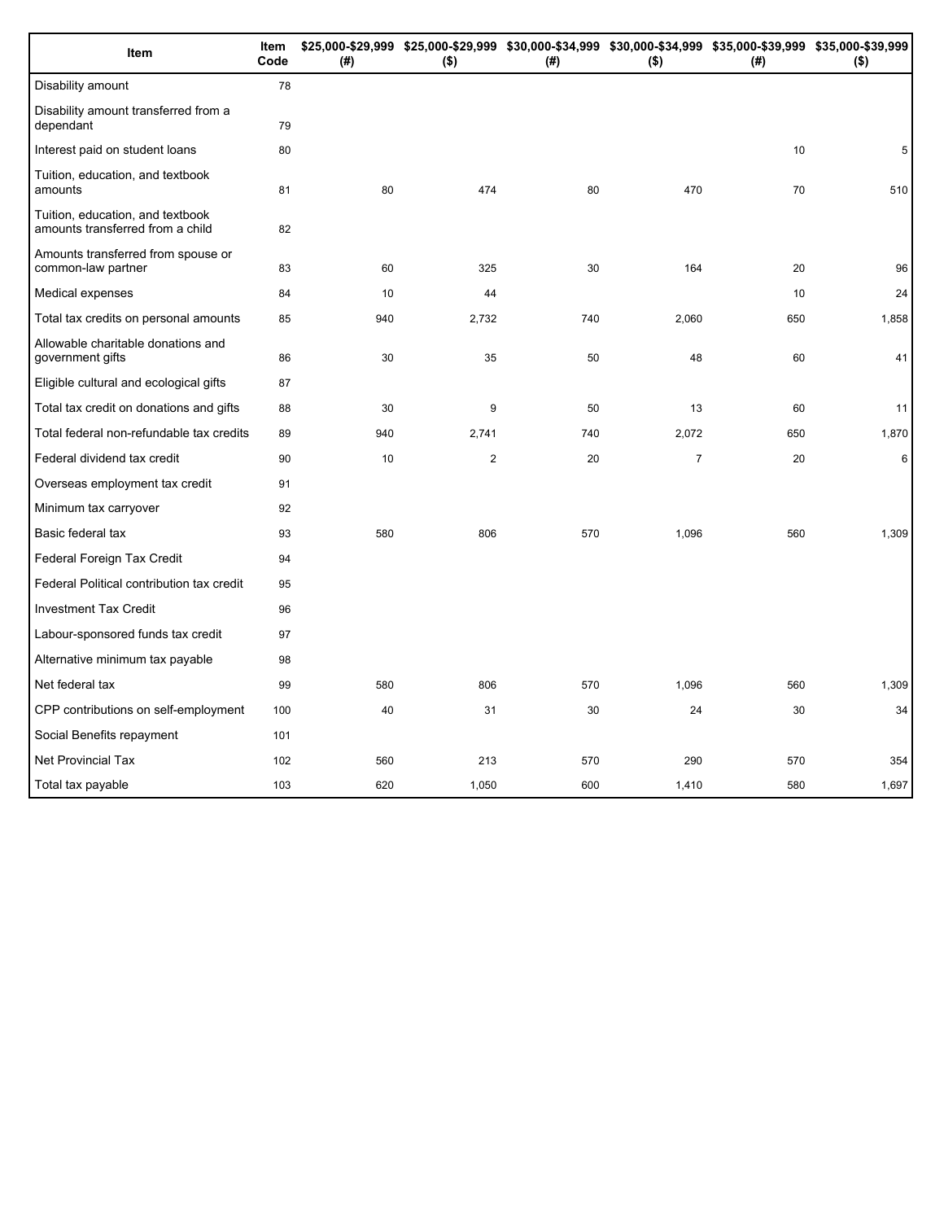| Item | Item Code | $25,000-$29,999 (#) | $25,000-$29,999 ($) | $30,000-$34,999 (#) | $30,000-$34,999 ($) | $35,000-$39,999 (#) | $35,000-$39,999 ($) |
|---|---|---|---|---|---|---|---|
| Disability amount | 78 | | | | | | |
| Disability amount transferred from a dependant | 79 | | | | | | |
| Interest paid on student loans | 80 | | | | | 10 | 5 |
| Tuition, education, and textbook amounts | 81 | 80 | 474 | 80 | 470 | 70 | 510 |
| Tuition, education, and textbook amounts transferred from a child | 82 | | | | | | |
| Amounts transferred from spouse or common-law partner | 83 | 60 | 325 | 30 | 164 | 20 | 96 |
| Medical expenses | 84 | 10 | 44 | | | 10 | 24 |
| Total tax credits on personal amounts | 85 | 940 | 2,732 | 740 | 2,060 | 650 | 1,858 |
| Allowable charitable donations and government gifts | 86 | 30 | 35 | 50 | 48 | 60 | 41 |
| Eligible cultural and ecological gifts | 87 | | | | | | |
| Total tax credit on donations and gifts | 88 | 30 | 9 | 50 | 13 | 60 | 11 |
| Total federal non-refundable tax credits | 89 | 940 | 2,741 | 740 | 2,072 | 650 | 1,870 |
| Federal dividend tax credit | 90 | 10 | 2 | 20 | 7 | 20 | 6 |
| Overseas employment tax credit | 91 | | | | | | |
| Minimum tax carryover | 92 | | | | | | |
| Basic federal tax | 93 | 580 | 806 | 570 | 1,096 | 560 | 1,309 |
| Federal Foreign Tax Credit | 94 | | | | | | |
| Federal Political contribution tax credit | 95 | | | | | | |
| Investment Tax Credit | 96 | | | | | | |
| Labour-sponsored funds tax credit | 97 | | | | | | |
| Alternative minimum tax payable | 98 | | | | | | |
| Net federal tax | 99 | 580 | 806 | 570 | 1,096 | 560 | 1,309 |
| CPP contributions on self-employment | 100 | 40 | 31 | 30 | 24 | 30 | 34 |
| Social Benefits repayment | 101 | | | | | | |
| Net Provincial Tax | 102 | 560 | 213 | 570 | 290 | 570 | 354 |
| Total tax payable | 103 | 620 | 1,050 | 600 | 1,410 | 580 | 1,697 |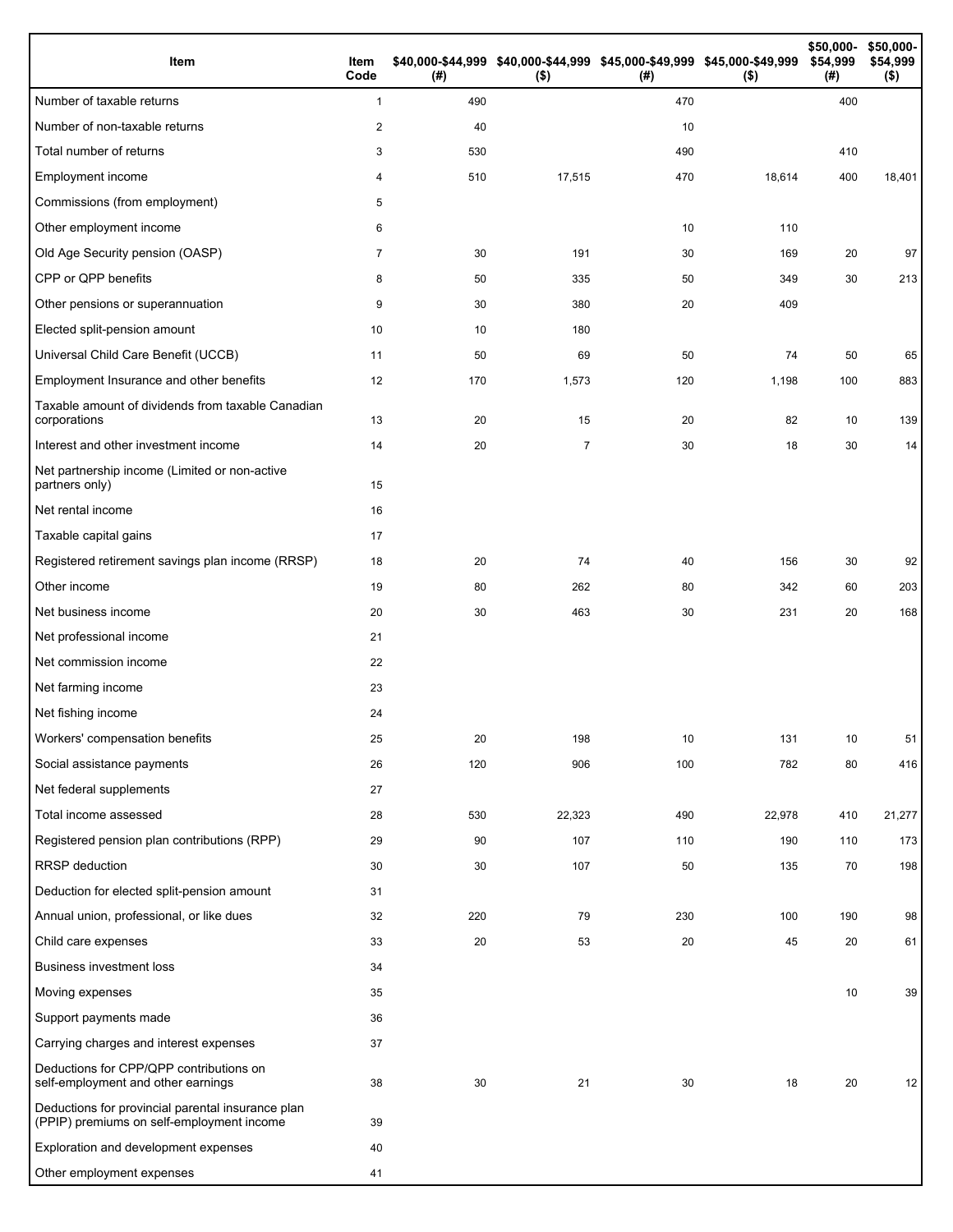| Item | Item Code | $40,000-$44,999 (#) | $40,000-$44,999 ($) | $45,000-$49,999 (#) | $45,000-$49,999 ($) | $50,000-$54,999 (#) | $50,000-$54,999 ($) |
|---|---|---|---|---|---|---|---|
| Number of taxable returns | 1 | 490 | | 470 | | 400 | |
| Number of non-taxable returns | 2 | 40 | | 10 | | | |
| Total number of returns | 3 | 530 | | 490 | | 410 | |
| Employment income | 4 | 510 | 17,515 | 470 | 18,614 | 400 | 18,401 |
| Commissions (from employment) | 5 | | | | | | |
| Other employment income | 6 | | | 10 | 110 | | |
| Old Age Security pension (OASP) | 7 | 30 | 191 | 30 | 169 | 20 | 97 |
| CPP or QPP benefits | 8 | 50 | 335 | 50 | 349 | 30 | 213 |
| Other pensions or superannuation | 9 | 30 | 380 | 20 | 409 | | |
| Elected split-pension amount | 10 | 10 | 180 | | | | |
| Universal Child Care Benefit (UCCB) | 11 | 50 | 69 | 50 | 74 | 50 | 65 |
| Employment Insurance and other benefits | 12 | 170 | 1,573 | 120 | 1,198 | 100 | 883 |
| Taxable amount of dividends from taxable Canadian corporations | 13 | 20 | 15 | 20 | 82 | 10 | 139 |
| Interest and other investment income | 14 | 20 | 7 | 30 | 18 | 30 | 14 |
| Net partnership income (Limited or non-active partners only) | 15 | | | | | | |
| Net rental income | 16 | | | | | | |
| Taxable capital gains | 17 | | | | | | |
| Registered retirement savings plan income (RRSP) | 18 | 20 | 74 | 40 | 156 | 30 | 92 |
| Other income | 19 | 80 | 262 | 80 | 342 | 60 | 203 |
| Net business income | 20 | 30 | 463 | 30 | 231 | 20 | 168 |
| Net professional income | 21 | | | | | | |
| Net commission income | 22 | | | | | | |
| Net farming income | 23 | | | | | | |
| Net fishing income | 24 | | | | | | |
| Workers' compensation benefits | 25 | 20 | 198 | 10 | 131 | 10 | 51 |
| Social assistance payments | 26 | 120 | 906 | 100 | 782 | 80 | 416 |
| Net federal supplements | 27 | | | | | | |
| Total income assessed | 28 | 530 | 22,323 | 490 | 22,978 | 410 | 21,277 |
| Registered pension plan contributions (RPP) | 29 | 90 | 107 | 110 | 190 | 110 | 173 |
| RRSP deduction | 30 | 30 | 107 | 50 | 135 | 70 | 198 |
| Deduction for elected split-pension amount | 31 | | | | | | |
| Annual union, professional, or like dues | 32 | 220 | 79 | 230 | 100 | 190 | 98 |
| Child care expenses | 33 | 20 | 53 | 20 | 45 | 20 | 61 |
| Business investment loss | 34 | | | | | | |
| Moving expenses | 35 | | | | | 10 | 39 |
| Support payments made | 36 | | | | | | |
| Carrying charges and interest expenses | 37 | | | | | | |
| Deductions for CPP/QPP contributions on self-employment and other earnings | 38 | 30 | 21 | 30 | 18 | 20 | 12 |
| Deductions for provincial parental insurance plan (PPIP) premiums on self-employment income | 39 | | | | | | |
| Exploration and development expenses | 40 | | | | | | |
| Other employment expenses | 41 | | | | | | |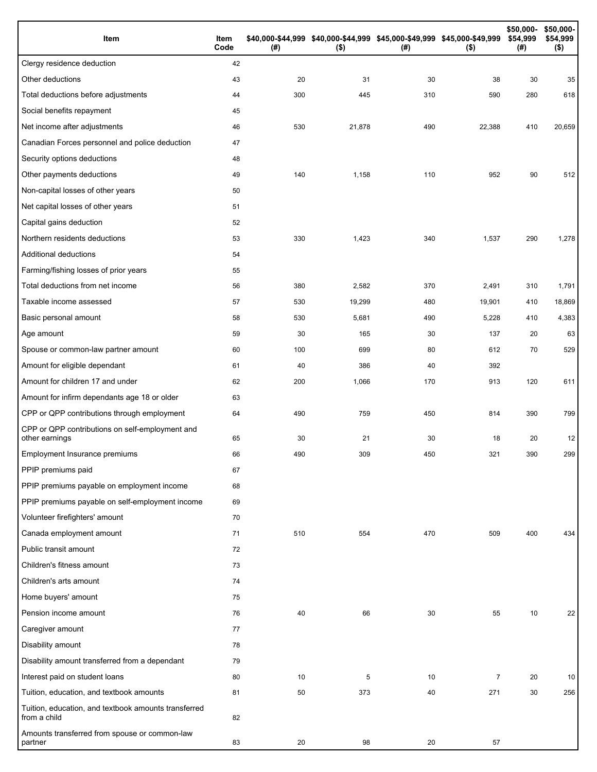| Item | Item Code | $40,000-$44,999 (#) | $40,000-$44,999 ($) | $45,000-$49,999 (#) | $45,000-$49,999 ($) | $50,000-$54,999 (#) | $50,000-$54,999 ($) |
|---|---|---|---|---|---|---|---|
| Clergy residence deduction | 42 | | | | | | |
| Other deductions | 43 | 20 | 31 | 30 | 38 | 30 | 35 |
| Total deductions before adjustments | 44 | 300 | 445 | 310 | 590 | 280 | 618 |
| Social benefits repayment | 45 | | | | | | |
| Net income after adjustments | 46 | 530 | 21,878 | 490 | 22,388 | 410 | 20,659 |
| Canadian Forces personnel and police deduction | 47 | | | | | | |
| Security options deductions | 48 | | | | | | |
| Other payments deductions | 49 | 140 | 1,158 | 110 | 952 | 90 | 512 |
| Non-capital losses of other years | 50 | | | | | | |
| Net capital losses of other years | 51 | | | | | | |
| Capital gains deduction | 52 | | | | | | |
| Northern residents deductions | 53 | 330 | 1,423 | 340 | 1,537 | 290 | 1,278 |
| Additional deductions | 54 | | | | | | |
| Farming/fishing losses of prior years | 55 | | | | | | |
| Total deductions from net income | 56 | 380 | 2,582 | 370 | 2,491 | 310 | 1,791 |
| Taxable income assessed | 57 | 530 | 19,299 | 480 | 19,901 | 410 | 18,869 |
| Basic personal amount | 58 | 530 | 5,681 | 490 | 5,228 | 410 | 4,383 |
| Age amount | 59 | 30 | 165 | 30 | 137 | 20 | 63 |
| Spouse or common-law partner amount | 60 | 100 | 699 | 80 | 612 | 70 | 529 |
| Amount for eligible dependant | 61 | 40 | 386 | 40 | 392 | | |
| Amount for children 17 and under | 62 | 200 | 1,066 | 170 | 913 | 120 | 611 |
| Amount for infirm dependants age 18 or older | 63 | | | | | | |
| CPP or QPP contributions through employment | 64 | 490 | 759 | 450 | 814 | 390 | 799 |
| CPP or QPP contributions on self-employment and other earnings | 65 | 30 | 21 | 30 | 18 | 20 | 12 |
| Employment Insurance premiums | 66 | 490 | 309 | 450 | 321 | 390 | 299 |
| PPIP premiums paid | 67 | | | | | | |
| PPIP premiums payable on employment income | 68 | | | | | | |
| PPIP premiums payable on self-employment income | 69 | | | | | | |
| Volunteer firefighters' amount | 70 | | | | | | |
| Canada employment amount | 71 | 510 | 554 | 470 | 509 | 400 | 434 |
| Public transit amount | 72 | | | | | | |
| Children's fitness amount | 73 | | | | | | |
| Children's arts amount | 74 | | | | | | |
| Home buyers' amount | 75 | | | | | | |
| Pension income amount | 76 | 40 | 66 | 30 | 55 | 10 | 22 |
| Caregiver amount | 77 | | | | | | |
| Disability amount | 78 | | | | | | |
| Disability amount transferred from a dependant | 79 | | | | | | |
| Interest paid on student loans | 80 | 10 | 5 | 10 | 7 | 20 | 10 |
| Tuition, education, and textbook amounts | 81 | 50 | 373 | 40 | 271 | 30 | 256 |
| Tuition, education, and textbook amounts transferred from a child | 82 | | | | | | |
| Amounts transferred from spouse or common-law partner | 83 | 20 | 98 | 20 | 57 | | |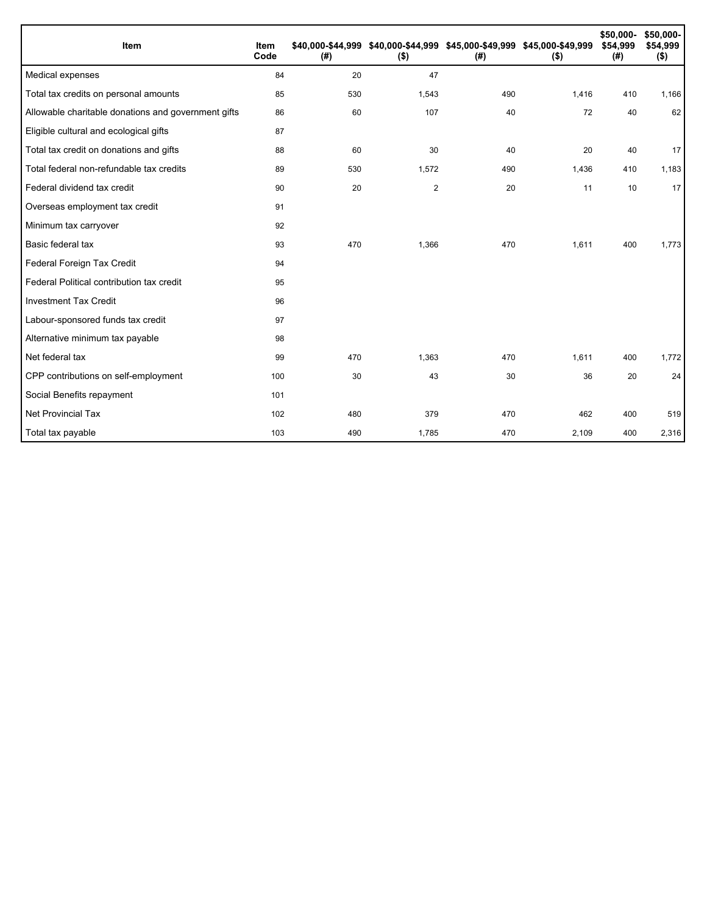| Item | Item Code | $40,000-$44,999 (#) | $40,000-$44,999 ($) | $45,000-$49,999 (#) | $45,000-$49,999 ($) | $50,000-$54,999 (#) | $50,000-$54,999 ($) |
|---|---|---|---|---|---|---|---|
| Medical expenses | 84 | 20 | 47 | | | | |
| Total tax credits on personal amounts | 85 | 530 | 1,543 | 490 | 1,416 | 410 | 1,166 |
| Allowable charitable donations and government gifts | 86 | 60 | 107 | 40 | 72 | 40 | 62 |
| Eligible cultural and ecological gifts | 87 | | | | | | |
| Total tax credit on donations and gifts | 88 | 60 | 30 | 40 | 20 | 40 | 17 |
| Total federal non-refundable tax credits | 89 | 530 | 1,572 | 490 | 1,436 | 410 | 1,183 |
| Federal dividend tax credit | 90 | 20 | 2 | 20 | 11 | 10 | 17 |
| Overseas employment tax credit | 91 | | | | | | |
| Minimum tax carryover | 92 | | | | | | |
| Basic federal tax | 93 | 470 | 1,366 | 470 | 1,611 | 400 | 1,773 |
| Federal Foreign Tax Credit | 94 | | | | | | |
| Federal Political contribution tax credit | 95 | | | | | | |
| Investment Tax Credit | 96 | | | | | | |
| Labour-sponsored funds tax credit | 97 | | | | | | |
| Alternative minimum tax payable | 98 | | | | | | |
| Net federal tax | 99 | 470 | 1,363 | 470 | 1,611 | 400 | 1,772 |
| CPP contributions on self-employment | 100 | 30 | 43 | 30 | 36 | 20 | 24 |
| Social Benefits repayment | 101 | | | | | | |
| Net Provincial Tax | 102 | 480 | 379 | 470 | 462 | 400 | 519 |
| Total tax payable | 103 | 490 | 1,785 | 470 | 2,109 | 400 | 2,316 |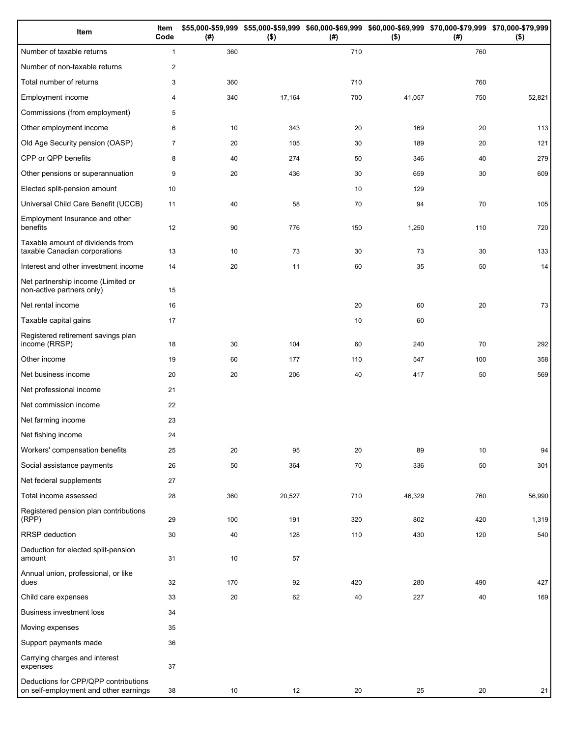| Item | Item Code | $55,000-$59,999 (#) | $55,000-$59,999 ($) | $60,000-$69,999 (#) | $60,000-$69,999 ($) | $70,000-$79,999 (#) | $70,000-$79,999 ($) |
|---|---|---|---|---|---|---|---|
| Number of taxable returns | 1 | 360 | | 710 | | 760 | |
| Number of non-taxable returns | 2 | | | | | | |
| Total number of returns | 3 | 360 | | 710 | | 760 | |
| Employment income | 4 | 340 | 17,164 | 700 | 41,057 | 750 | 52,821 |
| Commissions (from employment) | 5 | | | | | | |
| Other employment income | 6 | 10 | 343 | 20 | 169 | 20 | 113 |
| Old Age Security pension (OASP) | 7 | 20 | 105 | 30 | 189 | 20 | 121 |
| CPP or QPP benefits | 8 | 40 | 274 | 50 | 346 | 40 | 279 |
| Other pensions or superannuation | 9 | 20 | 436 | 30 | 659 | 30 | 609 |
| Elected split-pension amount | 10 | | | 10 | 129 | | |
| Universal Child Care Benefit (UCCB) | 11 | 40 | 58 | 70 | 94 | 70 | 105 |
| Employment Insurance and other benefits | 12 | 90 | 776 | 150 | 1,250 | 110 | 720 |
| Taxable amount of dividends from taxable Canadian corporations | 13 | 10 | 73 | 30 | 73 | 30 | 133 |
| Interest and other investment income | 14 | 20 | 11 | 60 | 35 | 50 | 14 |
| Net partnership income (Limited or non-active partners only) | 15 | | | | | | |
| Net rental income | 16 | | | 20 | 60 | 20 | 73 |
| Taxable capital gains | 17 | | | 10 | 60 | | |
| Registered retirement savings plan income (RRSP) | 18 | 30 | 104 | 60 | 240 | 70 | 292 |
| Other income | 19 | 60 | 177 | 110 | 547 | 100 | 358 |
| Net business income | 20 | 20 | 206 | 40 | 417 | 50 | 569 |
| Net professional income | 21 | | | | | | |
| Net commission income | 22 | | | | | | |
| Net farming income | 23 | | | | | | |
| Net fishing income | 24 | | | | | | |
| Workers' compensation benefits | 25 | 20 | 95 | 20 | 89 | 10 | 94 |
| Social assistance payments | 26 | 50 | 364 | 70 | 336 | 50 | 301 |
| Net federal supplements | 27 | | | | | | |
| Total income assessed | 28 | 360 | 20,527 | 710 | 46,329 | 760 | 56,990 |
| Registered pension plan contributions (RPP) | 29 | 100 | 191 | 320 | 802 | 420 | 1,319 |
| RRSP deduction | 30 | 40 | 128 | 110 | 430 | 120 | 540 |
| Deduction for elected split-pension amount | 31 | 10 | 57 | | | | |
| Annual union, professional, or like dues | 32 | 170 | 92 | 420 | 280 | 490 | 427 |
| Child care expenses | 33 | 20 | 62 | 40 | 227 | 40 | 169 |
| Business investment loss | 34 | | | | | | |
| Moving expenses | 35 | | | | | | |
| Support payments made | 36 | | | | | | |
| Carrying charges and interest expenses | 37 | | | | | | |
| Deductions for CPP/QPP contributions on self-employment and other earnings | 38 | 10 | 12 | 20 | 25 | 20 | 21 |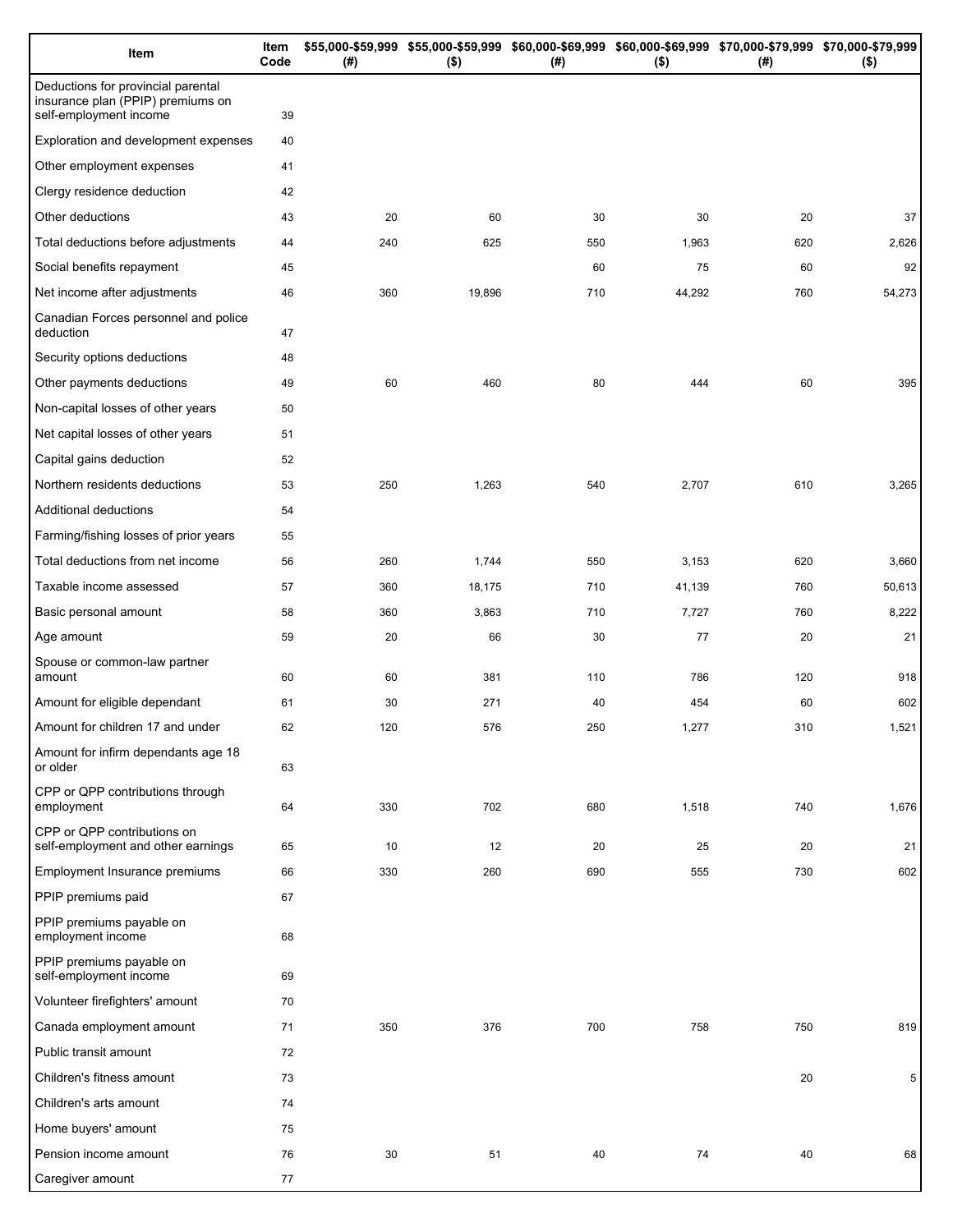| Item | Item Code | $55,000-$59,999 (#) | $55,000-$59,999 ($) | $60,000-$69,999 (#) | $60,000-$69,999 ($) | $70,000-$79,999 (#) | $70,000-$79,999 ($) |
|---|---|---|---|---|---|---|---|
| Deductions for provincial parental insurance plan (PPIP) premiums on self-employment income | 39 | | | | | | |
| Exploration and development expenses | 40 | | | | | | |
| Other employment expenses | 41 | | | | | | |
| Clergy residence deduction | 42 | | | | | | |
| Other deductions | 43 | 20 | 60 | 30 | 30 | 20 | 37 |
| Total deductions before adjustments | 44 | 240 | 625 | 550 | 1,963 | 620 | 2,626 |
| Social benefits repayment | 45 | | | 60 | 75 | 60 | 92 |
| Net income after adjustments | 46 | 360 | 19,896 | 710 | 44,292 | 760 | 54,273 |
| Canadian Forces personnel and police deduction | 47 | | | | | | |
| Security options deductions | 48 | | | | | | |
| Other payments deductions | 49 | 60 | 460 | 80 | 444 | 60 | 395 |
| Non-capital losses of other years | 50 | | | | | | |
| Net capital losses of other years | 51 | | | | | | |
| Capital gains deduction | 52 | | | | | | |
| Northern residents deductions | 53 | 250 | 1,263 | 540 | 2,707 | 610 | 3,265 |
| Additional deductions | 54 | | | | | | |
| Farming/fishing losses of prior years | 55 | | | | | | |
| Total deductions from net income | 56 | 260 | 1,744 | 550 | 3,153 | 620 | 3,660 |
| Taxable income assessed | 57 | 360 | 18,175 | 710 | 41,139 | 760 | 50,613 |
| Basic personal amount | 58 | 360 | 3,863 | 710 | 7,727 | 760 | 8,222 |
| Age amount | 59 | 20 | 66 | 30 | 77 | 20 | 21 |
| Spouse or common-law partner amount | 60 | 60 | 381 | 110 | 786 | 120 | 918 |
| Amount for eligible dependant | 61 | 30 | 271 | 40 | 454 | 60 | 602 |
| Amount for children 17 and under | 62 | 120 | 576 | 250 | 1,277 | 310 | 1,521 |
| Amount for infirm dependants age 18 or older | 63 | | | | | | |
| CPP or QPP contributions through employment | 64 | 330 | 702 | 680 | 1,518 | 740 | 1,676 |
| CPP or QPP contributions on self-employment and other earnings | 65 | 10 | 12 | 20 | 25 | 20 | 21 |
| Employment Insurance premiums | 66 | 330 | 260 | 690 | 555 | 730 | 602 |
| PPIP premiums paid | 67 | | | | | | |
| PPIP premiums payable on employment income | 68 | | | | | | |
| PPIP premiums payable on self-employment income | 69 | | | | | | |
| Volunteer firefighters' amount | 70 | | | | | | |
| Canada employment amount | 71 | 350 | 376 | 700 | 758 | 750 | 819 |
| Public transit amount | 72 | | | | | | |
| Children's fitness amount | 73 | | | | | 20 | 5 |
| Children's arts amount | 74 | | | | | | |
| Home buyers' amount | 75 | | | | | | |
| Pension income amount | 76 | 30 | 51 | 40 | 74 | 40 | 68 |
| Caregiver amount | 77 | | | | | | |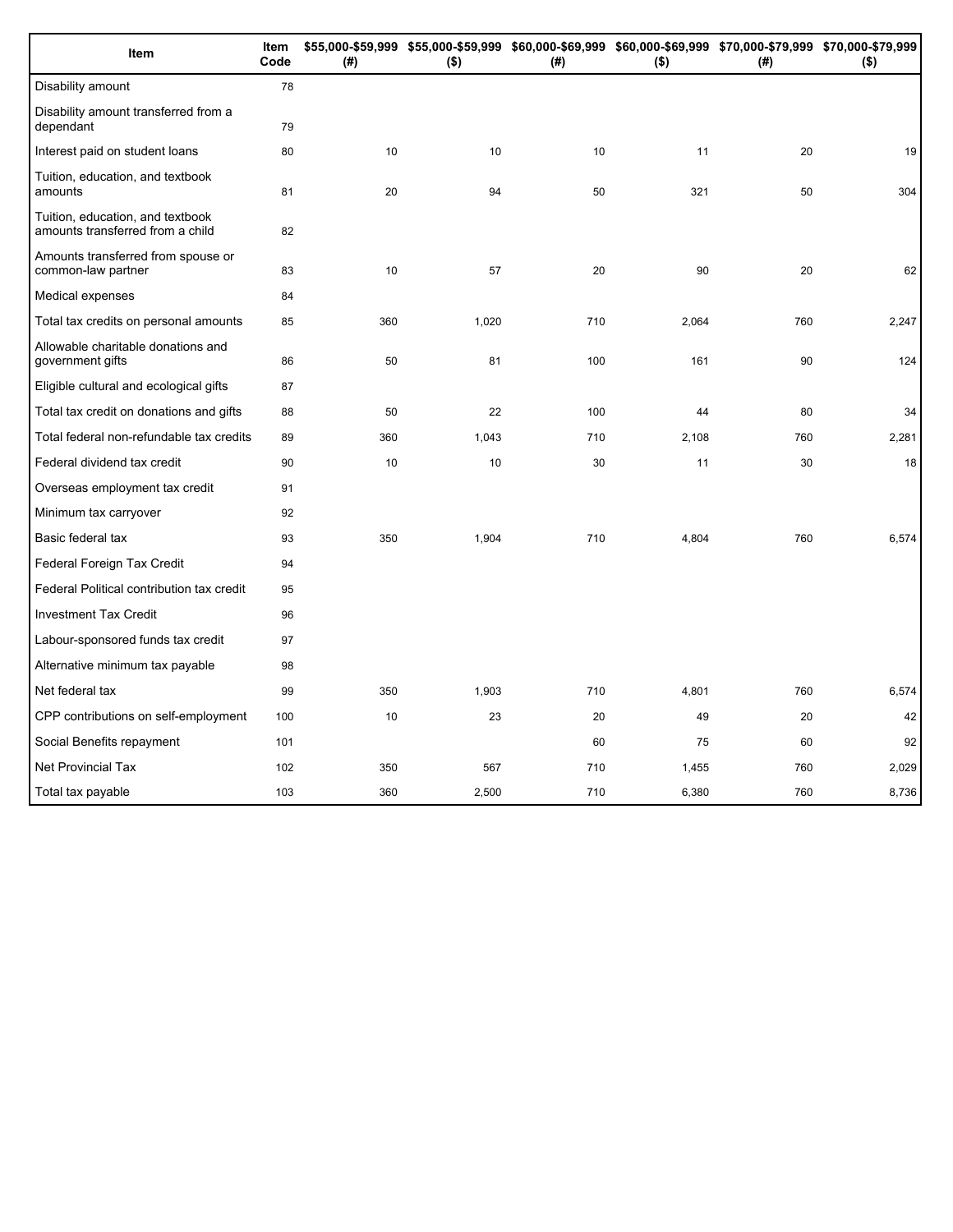| Item | Item Code | $55,000-$59,999 (#) | $55,000-$59,999 ($) | $60,000-$69,999 (#) | $60,000-$69,999 ($) | $70,000-$79,999 (#) | $70,000-$79,999 ($) |
|---|---|---|---|---|---|---|---|
| Disability amount | 78 | | | | | | |
| Disability amount transferred from a dependant | 79 | | | | | | |
| Interest paid on student loans | 80 | 10 | 10 | 10 | 11 | 20 | 19 |
| Tuition, education, and textbook amounts | 81 | 20 | 94 | 50 | 321 | 50 | 304 |
| Tuition, education, and textbook amounts transferred from a child | 82 | | | | | | |
| Amounts transferred from spouse or common-law partner | 83 | 10 | 57 | 20 | 90 | 20 | 62 |
| Medical expenses | 84 | | | | | | |
| Total tax credits on personal amounts | 85 | 360 | 1,020 | 710 | 2,064 | 760 | 2,247 |
| Allowable charitable donations and government gifts | 86 | 50 | 81 | 100 | 161 | 90 | 124 |
| Eligible cultural and ecological gifts | 87 | | | | | | |
| Total tax credit on donations and gifts | 88 | 50 | 22 | 100 | 44 | 80 | 34 |
| Total federal non-refundable tax credits | 89 | 360 | 1,043 | 710 | 2,108 | 760 | 2,281 |
| Federal dividend tax credit | 90 | 10 | 10 | 30 | 11 | 30 | 18 |
| Overseas employment tax credit | 91 | | | | | | |
| Minimum tax carryover | 92 | | | | | | |
| Basic federal tax | 93 | 350 | 1,904 | 710 | 4,804 | 760 | 6,574 |
| Federal Foreign Tax Credit | 94 | | | | | | |
| Federal Political contribution tax credit | 95 | | | | | | |
| Investment Tax Credit | 96 | | | | | | |
| Labour-sponsored funds tax credit | 97 | | | | | | |
| Alternative minimum tax payable | 98 | | | | | | |
| Net federal tax | 99 | 350 | 1,903 | 710 | 4,801 | 760 | 6,574 |
| CPP contributions on self-employment | 100 | 10 | 23 | 20 | 49 | 20 | 42 |
| Social Benefits repayment | 101 | | | 60 | 75 | 60 | 92 |
| Net Provincial Tax | 102 | 350 | 567 | 710 | 1,455 | 760 | 2,029 |
| Total tax payable | 103 | 360 | 2,500 | 710 | 6,380 | 760 | 8,736 |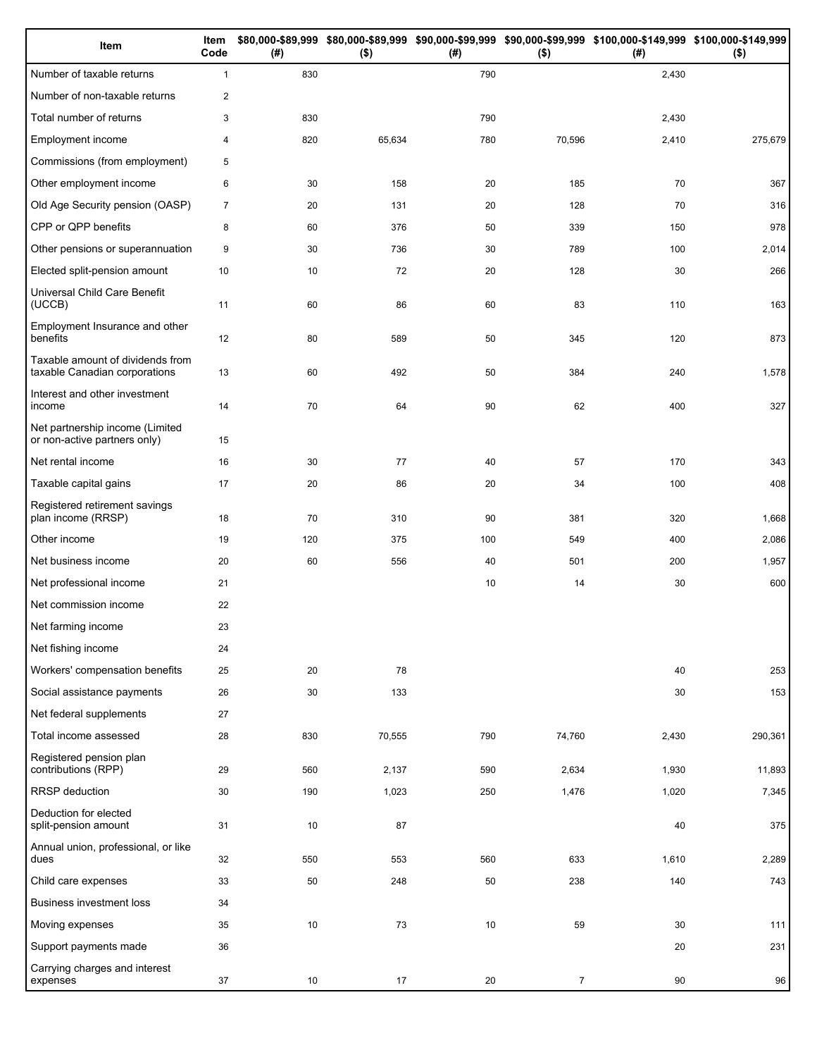| Item | Item Code | $80,000-$89,999 (#) | $80,000-$89,999 ($) | $90,000-$99,999 (#) | $90,000-$99,999 ($) | $100,000-$149,999 (#) | $100,000-$149,999 ($) |
|---|---|---|---|---|---|---|---|
| Number of taxable returns | 1 | 830 | | 790 | | 2,430 | |
| Number of non-taxable returns | 2 | | | | | | |
| Total number of returns | 3 | 830 | | 790 | | 2,430 | |
| Employment income | 4 | 820 | 65,634 | 780 | 70,596 | 2,410 | 275,679 |
| Commissions (from employment) | 5 | | | | | | |
| Other employment income | 6 | 30 | 158 | 20 | 185 | 70 | 367 |
| Old Age Security pension (OASP) | 7 | 20 | 131 | 20 | 128 | 70 | 316 |
| CPP or QPP benefits | 8 | 60 | 376 | 50 | 339 | 150 | 978 |
| Other pensions or superannuation | 9 | 30 | 736 | 30 | 789 | 100 | 2,014 |
| Elected split-pension amount | 10 | 10 | 72 | 20 | 128 | 30 | 266 |
| Universal Child Care Benefit (UCCB) | 11 | 60 | 86 | 60 | 83 | 110 | 163 |
| Employment Insurance and other benefits | 12 | 80 | 589 | 50 | 345 | 120 | 873 |
| Taxable amount of dividends from taxable Canadian corporations | 13 | 60 | 492 | 50 | 384 | 240 | 1,578 |
| Interest and other investment income | 14 | 70 | 64 | 90 | 62 | 400 | 327 |
| Net partnership income (Limited or non-active partners only) | 15 | | | | | | |
| Net rental income | 16 | 30 | 77 | 40 | 57 | 170 | 343 |
| Taxable capital gains | 17 | 20 | 86 | 20 | 34 | 100 | 408 |
| Registered retirement savings plan income (RRSP) | 18 | 70 | 310 | 90 | 381 | 320 | 1,668 |
| Other income | 19 | 120 | 375 | 100 | 549 | 400 | 2,086 |
| Net business income | 20 | 60 | 556 | 40 | 501 | 200 | 1,957 |
| Net professional income | 21 | | | 10 | 14 | 30 | 600 |
| Net commission income | 22 | | | | | | |
| Net farming income | 23 | | | | | | |
| Net fishing income | 24 | | | | | | |
| Workers' compensation benefits | 25 | 20 | 78 | | | 40 | 253 |
| Social assistance payments | 26 | 30 | 133 | | | 30 | 153 |
| Net federal supplements | 27 | | | | | | |
| Total income assessed | 28 | 830 | 70,555 | 790 | 74,760 | 2,430 | 290,361 |
| Registered pension plan contributions (RPP) | 29 | 560 | 2,137 | 590 | 2,634 | 1,930 | 11,893 |
| RRSP deduction | 30 | 190 | 1,023 | 250 | 1,476 | 1,020 | 7,345 |
| Deduction for elected split-pension amount | 31 | 10 | 87 | | | 40 | 375 |
| Annual union, professional, or like dues | 32 | 550 | 553 | 560 | 633 | 1,610 | 2,289 |
| Child care expenses | 33 | 50 | 248 | 50 | 238 | 140 | 743 |
| Business investment loss | 34 | | | | | | |
| Moving expenses | 35 | 10 | 73 | 10 | 59 | 30 | 111 |
| Support payments made | 36 | | | | | 20 | 231 |
| Carrying charges and interest expenses | 37 | 10 | 17 | 20 | 7 | 90 | 96 |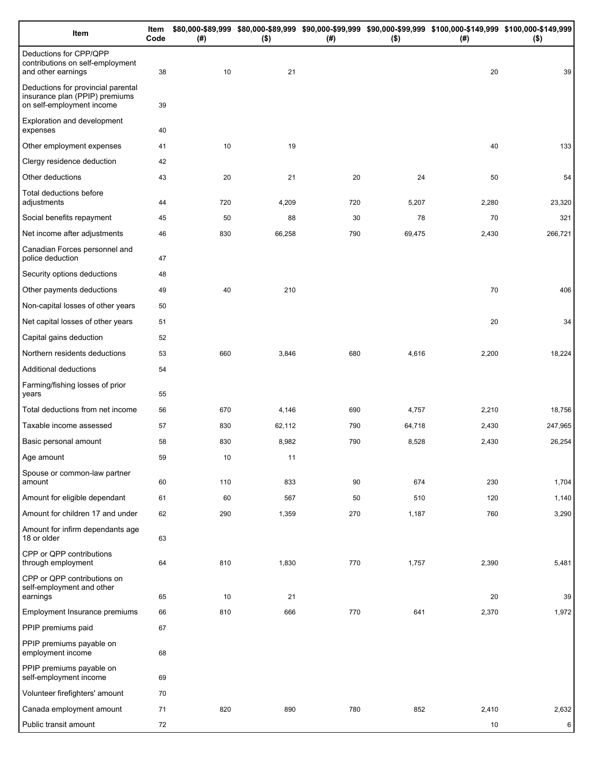| Item | Item Code | $80,000-$89,999 (#) | $80,000-$89,999 ($) | $90,000-$99,999 (#) | $90,000-$99,999 ($) | $100,000-$149,999 (#) | $100,000-$149,999 ($) |
|---|---|---|---|---|---|---|---|
| Deductions for CPP/QPP contributions on self-employment and other earnings | 38 | 10 | 21 | | | 20 | 39 |
| Deductions for provincial parental insurance plan (PPIP) premiums on self-employment income | 39 | | | | | | |
| Exploration and development expenses | 40 | | | | | | |
| Other employment expenses | 41 | 10 | 19 | | | 40 | 133 |
| Clergy residence deduction | 42 | | | | | | |
| Other deductions | 43 | 20 | 21 | 20 | 24 | 50 | 54 |
| Total deductions before adjustments | 44 | 720 | 4,209 | 720 | 5,207 | 2,280 | 23,320 |
| Social benefits repayment | 45 | 50 | 88 | 30 | 78 | 70 | 321 |
| Net income after adjustments | 46 | 830 | 66,258 | 790 | 69,475 | 2,430 | 266,721 |
| Canadian Forces personnel and police deduction | 47 | | | | | | |
| Security options deductions | 48 | | | | | | |
| Other payments deductions | 49 | 40 | 210 | | | 70 | 406 |
| Non-capital losses of other years | 50 | | | | | | |
| Net capital losses of other years | 51 | | | | | 20 | 34 |
| Capital gains deduction | 52 | | | | | | |
| Northern residents deductions | 53 | 660 | 3,846 | 680 | 4,616 | 2,200 | 18,224 |
| Additional deductions | 54 | | | | | | |
| Farming/fishing losses of prior years | 55 | | | | | | |
| Total deductions from net income | 56 | 670 | 4,146 | 690 | 4,757 | 2,210 | 18,756 |
| Taxable income assessed | 57 | 830 | 62,112 | 790 | 64,718 | 2,430 | 247,965 |
| Basic personal amount | 58 | 830 | 8,982 | 790 | 8,528 | 2,430 | 26,254 |
| Age amount | 59 | 10 | 11 | | | | |
| Spouse or common-law partner amount | 60 | 110 | 833 | 90 | 674 | 230 | 1,704 |
| Amount for eligible dependant | 61 | 60 | 567 | 50 | 510 | 120 | 1,140 |
| Amount for children 17 and under | 62 | 290 | 1,359 | 270 | 1,187 | 760 | 3,290 |
| Amount for infirm dependants age 18 or older | 63 | | | | | | |
| CPP or QPP contributions through employment | 64 | 810 | 1,830 | 770 | 1,757 | 2,390 | 5,481 |
| CPP or QPP contributions on self-employment and other earnings | 65 | 10 | 21 | | | 20 | 39 |
| Employment Insurance premiums | 66 | 810 | 666 | 770 | 641 | 2,370 | 1,972 |
| PPIP premiums paid | 67 | | | | | | |
| PPIP premiums payable on employment income | 68 | | | | | | |
| PPIP premiums payable on self-employment income | 69 | | | | | | |
| Volunteer firefighters' amount | 70 | | | | | | |
| Canada employment amount | 71 | 820 | 890 | 780 | 852 | 2,410 | 2,632 |
| Public transit amount | 72 | | | | | 10 | 6 |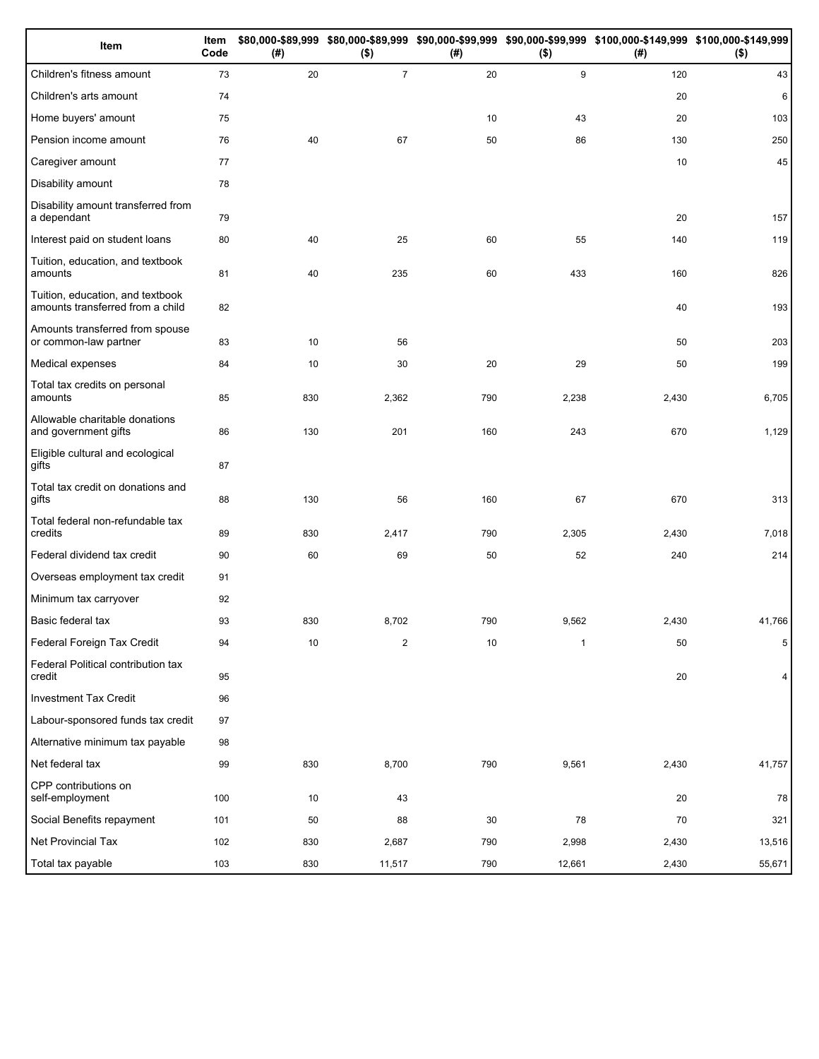| Item | Item Code | $80,000-$89,999 (#) | $80,000-$89,999 ($) | $90,000-$99,999 (#) | $90,000-$99,999 ($) | $100,000-$149,999 (#) | $100,000-$149,999 ($) |
|---|---|---|---|---|---|---|---|
| Children's fitness amount | 73 | 20 | 7 | 20 | 9 | 120 | 43 |
| Children's arts amount | 74 | | | | | 20 | 6 |
| Home buyers' amount | 75 | | | 10 | 43 | 20 | 103 |
| Pension income amount | 76 | 40 | 67 | 50 | 86 | 130 | 250 |
| Caregiver amount | 77 | | | | | 10 | 45 |
| Disability amount | 78 | | | | | | |
| Disability amount transferred from a dependant | 79 | | | | | 20 | 157 |
| Interest paid on student loans | 80 | 40 | 25 | 60 | 55 | 140 | 119 |
| Tuition, education, and textbook amounts | 81 | 40 | 235 | 60 | 433 | 160 | 826 |
| Tuition, education, and textbook amounts transferred from a child | 82 | | | | | 40 | 193 |
| Amounts transferred from spouse or common-law partner | 83 | 10 | 56 | | | 50 | 203 |
| Medical expenses | 84 | 10 | 30 | 20 | 29 | 50 | 199 |
| Total tax credits on personal amounts | 85 | 830 | 2,362 | 790 | 2,238 | 2,430 | 6,705 |
| Allowable charitable donations and government gifts | 86 | 130 | 201 | 160 | 243 | 670 | 1,129 |
| Eligible cultural and ecological gifts | 87 | | | | | | |
| Total tax credit on donations and gifts | 88 | 130 | 56 | 160 | 67 | 670 | 313 |
| Total federal non-refundable tax credits | 89 | 830 | 2,417 | 790 | 2,305 | 2,430 | 7,018 |
| Federal dividend tax credit | 90 | 60 | 69 | 50 | 52 | 240 | 214 |
| Overseas employment tax credit | 91 | | | | | | |
| Minimum tax carryover | 92 | | | | | | |
| Basic federal tax | 93 | 830 | 8,702 | 790 | 9,562 | 2,430 | 41,766 |
| Federal Foreign Tax Credit | 94 | 10 | 2 | 10 | 1 | 50 | 5 |
| Federal Political contribution tax credit | 95 | | | | | 20 | 4 |
| Investment Tax Credit | 96 | | | | | | |
| Labour-sponsored funds tax credit | 97 | | | | | | |
| Alternative minimum tax payable | 98 | | | | | | |
| Net federal tax | 99 | 830 | 8,700 | 790 | 9,561 | 2,430 | 41,757 |
| CPP contributions on self-employment | 100 | 10 | 43 | | | 20 | 78 |
| Social Benefits repayment | 101 | 50 | 88 | 30 | 78 | 70 | 321 |
| Net Provincial Tax | 102 | 830 | 2,687 | 790 | 2,998 | 2,430 | 13,516 |
| Total tax payable | 103 | 830 | 11,517 | 790 | 12,661 | 2,430 | 55,671 |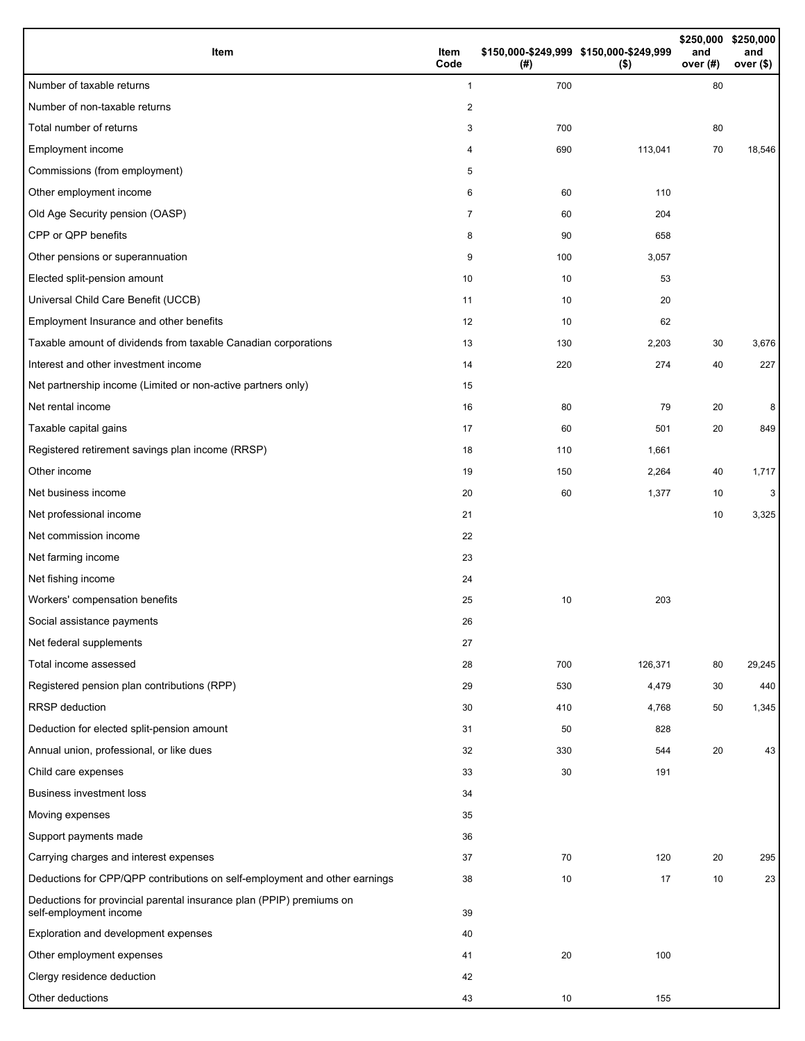| Item | Item Code | $150,000-$249,999 (#) | $150,000-$249,999 ($) | $250,000 and over (#) | $250,000 and over ($) |
|---|---|---|---|---|---|
| Number of taxable returns | 1 | 700 | | 80 | |
| Number of non-taxable returns | 2 | | | | |
| Total number of returns | 3 | 700 | | 80 | |
| Employment income | 4 | 690 | 113,041 | 70 | 18,546 |
| Commissions (from employment) | 5 | | | | |
| Other employment income | 6 | 60 | 110 | | |
| Old Age Security pension (OASP) | 7 | 60 | 204 | | |
| CPP or QPP benefits | 8 | 90 | 658 | | |
| Other pensions or superannuation | 9 | 100 | 3,057 | | |
| Elected split-pension amount | 10 | 10 | 53 | | |
| Universal Child Care Benefit (UCCB) | 11 | 10 | 20 | | |
| Employment Insurance and other benefits | 12 | 10 | 62 | | |
| Taxable amount of dividends from taxable Canadian corporations | 13 | 130 | 2,203 | 30 | 3,676 |
| Interest and other investment income | 14 | 220 | 274 | 40 | 227 |
| Net partnership income (Limited or non-active partners only) | 15 | | | | |
| Net rental income | 16 | 80 | 79 | 20 | 8 |
| Taxable capital gains | 17 | 60 | 501 | 20 | 849 |
| Registered retirement savings plan income (RRSP) | 18 | 110 | 1,661 | | |
| Other income | 19 | 150 | 2,264 | 40 | 1,717 |
| Net business income | 20 | 60 | 1,377 | 10 | 3 |
| Net professional income | 21 | | | 10 | 3,325 |
| Net commission income | 22 | | | | |
| Net farming income | 23 | | | | |
| Net fishing income | 24 | | | | |
| Workers' compensation benefits | 25 | 10 | 203 | | |
| Social assistance payments | 26 | | | | |
| Net federal supplements | 27 | | | | |
| Total income assessed | 28 | 700 | 126,371 | 80 | 29,245 |
| Registered pension plan contributions (RPP) | 29 | 530 | 4,479 | 30 | 440 |
| RRSP deduction | 30 | 410 | 4,768 | 50 | 1,345 |
| Deduction for elected split-pension amount | 31 | 50 | 828 | | |
| Annual union, professional, or like dues | 32 | 330 | 544 | 20 | 43 |
| Child care expenses | 33 | 30 | 191 | | |
| Business investment loss | 34 | | | | |
| Moving expenses | 35 | | | | |
| Support payments made | 36 | | | | |
| Carrying charges and interest expenses | 37 | 70 | 120 | 20 | 295 |
| Deductions for CPP/QPP contributions on self-employment and other earnings | 38 | 10 | 17 | 10 | 23 |
| Deductions for provincial parental insurance plan (PPIP) premiums on self-employment income | 39 | | | | |
| Exploration and development expenses | 40 | | | | |
| Other employment expenses | 41 | 20 | 100 | | |
| Clergy residence deduction | 42 | | | | |
| Other deductions | 43 | 10 | 155 | | |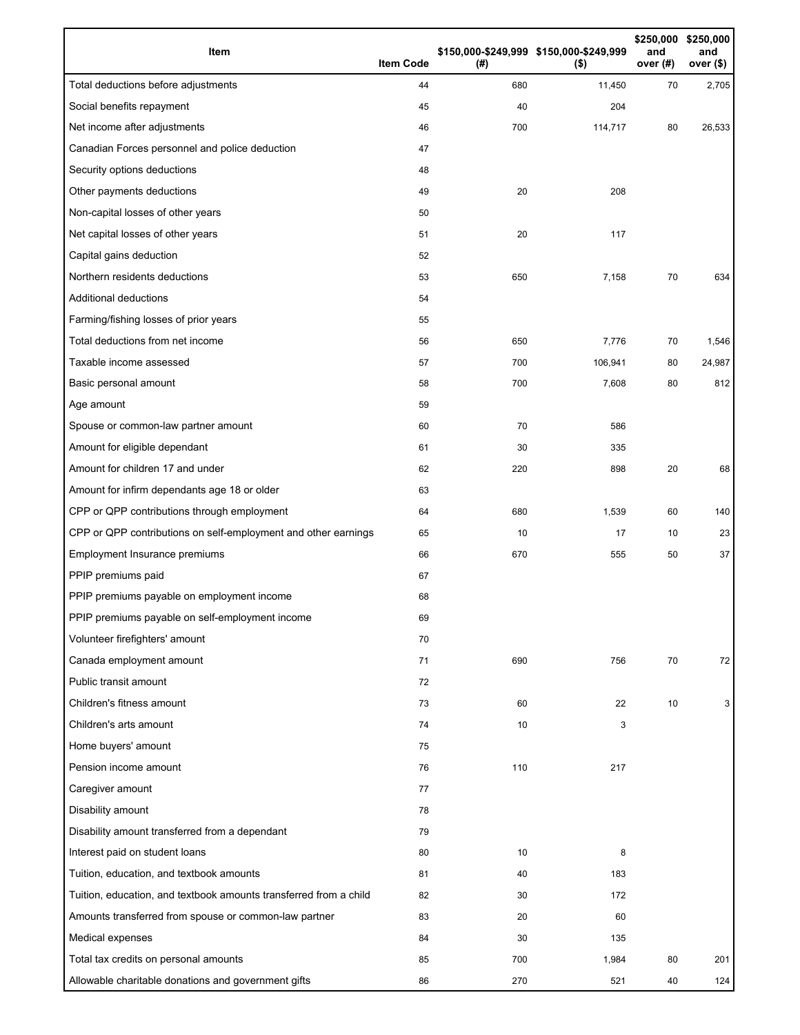| Item | Item Code | $150,000-$249,999 (#) | $150,000-$249,999 ($) | $250,000 and over (#) | $250,000 and over ($) |
|---|---|---|---|---|---|
| Total deductions before adjustments | 44 | 680 | 11,450 | 70 | 2,705 |
| Social benefits repayment | 45 | 40 | 204 | | |
| Net income after adjustments | 46 | 700 | 114,717 | 80 | 26,533 |
| Canadian Forces personnel and police deduction | 47 | | | | |
| Security options deductions | 48 | | | | |
| Other payments deductions | 49 | 20 | 208 | | |
| Non-capital losses of other years | 50 | | | | |
| Net capital losses of other years | 51 | 20 | 117 | | |
| Capital gains deduction | 52 | | | | |
| Northern residents deductions | 53 | 650 | 7,158 | 70 | 634 |
| Additional deductions | 54 | | | | |
| Farming/fishing losses of prior years | 55 | | | | |
| Total deductions from net income | 56 | 650 | 7,776 | 70 | 1,546 |
| Taxable income assessed | 57 | 700 | 106,941 | 80 | 24,987 |
| Basic personal amount | 58 | 700 | 7,608 | 80 | 812 |
| Age amount | 59 | | | | |
| Spouse or common-law partner amount | 60 | 70 | 586 | | |
| Amount for eligible dependant | 61 | 30 | 335 | | |
| Amount for children 17 and under | 62 | 220 | 898 | 20 | 68 |
| Amount for infirm dependants age 18 or older | 63 | | | | |
| CPP or QPP contributions through employment | 64 | 680 | 1,539 | 60 | 140 |
| CPP or QPP contributions on self-employment and other earnings | 65 | 10 | 17 | 10 | 23 |
| Employment Insurance premiums | 66 | 670 | 555 | 50 | 37 |
| PPIP premiums paid | 67 | | | | |
| PPIP premiums payable on employment income | 68 | | | | |
| PPIP premiums payable on self-employment income | 69 | | | | |
| Volunteer firefighters' amount | 70 | | | | |
| Canada employment amount | 71 | 690 | 756 | 70 | 72 |
| Public transit amount | 72 | | | | |
| Children's fitness amount | 73 | 60 | 22 | 10 | 3 |
| Children's arts amount | 74 | 10 | 3 | | |
| Home buyers' amount | 75 | | | | |
| Pension income amount | 76 | 110 | 217 | | |
| Caregiver amount | 77 | | | | |
| Disability amount | 78 | | | | |
| Disability amount transferred from a dependant | 79 | | | | |
| Interest paid on student loans | 80 | 10 | 8 | | |
| Tuition, education, and textbook amounts | 81 | 40 | 183 | | |
| Tuition, education, and textbook amounts transferred from a child | 82 | 30 | 172 | | |
| Amounts transferred from spouse or common-law partner | 83 | 20 | 60 | | |
| Medical expenses | 84 | 30 | 135 | | |
| Total tax credits on personal amounts | 85 | 700 | 1,984 | 80 | 201 |
| Allowable charitable donations and government gifts | 86 | 270 | 521 | 40 | 124 |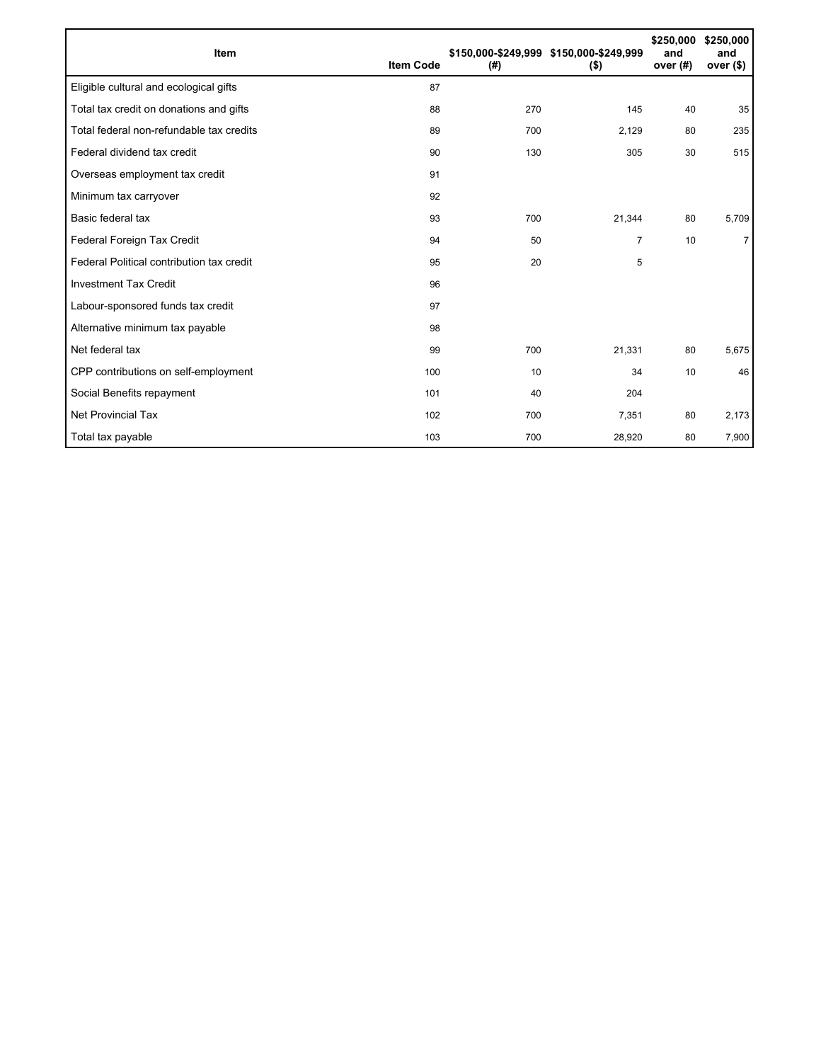| Item | Item Code | $150,000-$249,999 (#) | $150,000-$249,999 ($) | $250,000 and over (#) | $250,000 and over ($) |
|---|---|---|---|---|---|
| Eligible cultural and ecological gifts | 87 | | | | |
| Total tax credit on donations and gifts | 88 | 270 | 145 | 40 | 35 |
| Total federal non-refundable tax credits | 89 | 700 | 2,129 | 80 | 235 |
| Federal dividend tax credit | 90 | 130 | 305 | 30 | 515 |
| Overseas employment tax credit | 91 | | | | |
| Minimum tax carryover | 92 | | | | |
| Basic federal tax | 93 | 700 | 21,344 | 80 | 5,709 |
| Federal Foreign Tax Credit | 94 | 50 | 7 | 10 | 7 |
| Federal Political contribution tax credit | 95 | 20 | 5 | | |
| Investment Tax Credit | 96 | | | | |
| Labour-sponsored funds tax credit | 97 | | | | |
| Alternative minimum tax payable | 98 | | | | |
| Net federal tax | 99 | 700 | 21,331 | 80 | 5,675 |
| CPP contributions on self-employment | 100 | 10 | 34 | 10 | 46 |
| Social Benefits repayment | 101 | 40 | 204 | | |
| Net Provincial Tax | 102 | 700 | 7,351 | 80 | 2,173 |
| Total tax payable | 103 | 700 | 28,920 | 80 | 7,900 |